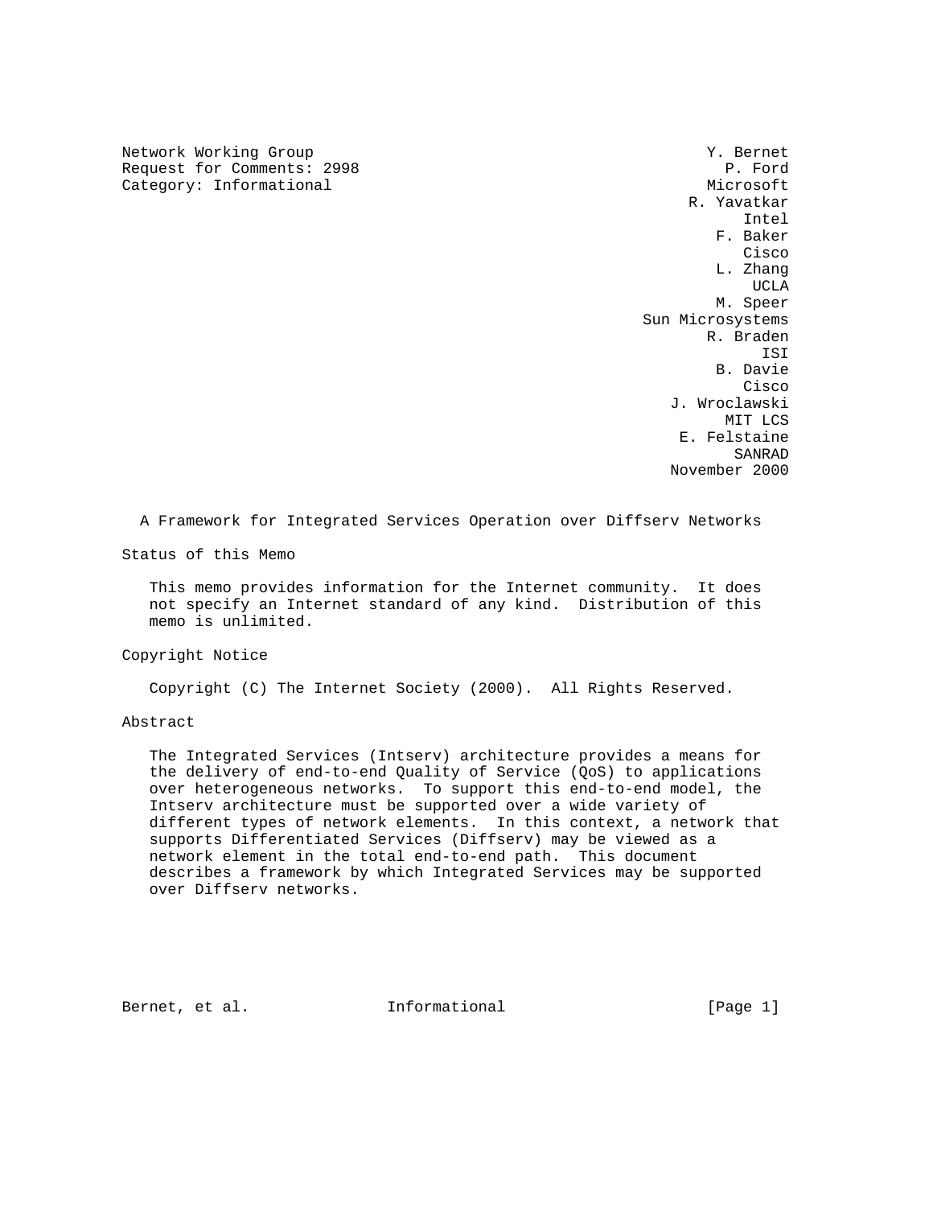Network Working Group
Request for Comments: 2998
Category: Informational

Y. Bernet
P. Ford
Microsoft
R. Yavatkar
Intel
F. Baker
Cisco
L. Zhang
UCLA
M. Speer
Sun Microsystems
R. Braden
ISI
B. Davie
Cisco
J. Wroclawski
MIT LCS
E. Felstaine
SANRAD
November 2000

# A Framework for Integrated Services Operation over Diffserv Networks

## Status of this Memo

This memo provides information for the Internet community. It does not specify an Internet standard of any kind. Distribution of this memo is unlimited.

## Copyright Notice

Copyright (C) The Internet Society (2000). All Rights Reserved.

## Abstract

The Integrated Services (Intserv) architecture provides a means for the delivery of end-to-end Quality of Service (QoS) to applications over heterogeneous networks. To support this end-to-end model, the Intserv architecture must be supported over a wide variety of different types of network elements. In this context, a network that supports Differentiated Services (Diffserv) may be viewed as a network element in the total end-to-end path. This document describes a framework by which Integrated Services may be supported over Diffserv networks.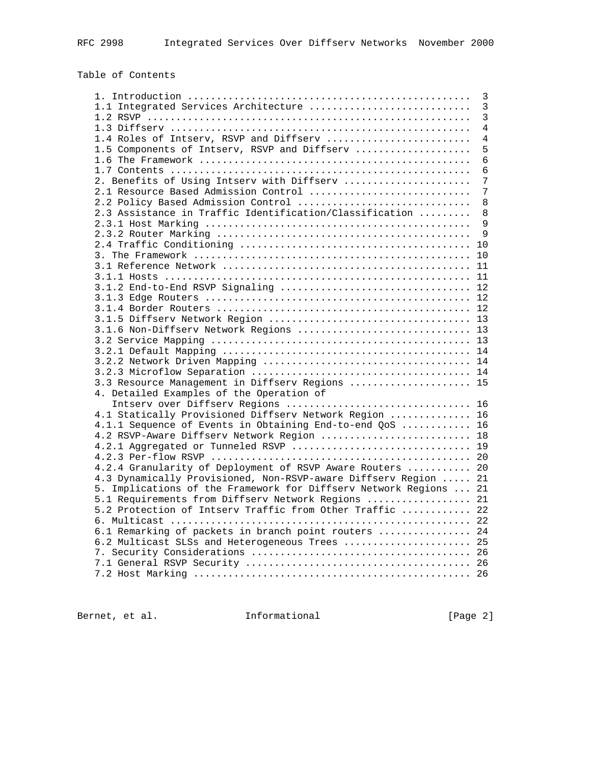## Table of Contents

```
   1. Introduction ................................................  3
   1.1 Integrated Services Architecture ...........................  3
   1.2 RSVP .......................................................  3
   1.3 Diffserv ...................................................  4
   1.4 Roles of Intserv, RSVP and Diffserv ........................  4
   1.5 Components of Intserv, RSVP and Diffserv ...................  5
   1.6 The Framework ..............................................  6
   1.7 Contents ...................................................  6
   2. Benefits of Using Intserv with Diffserv .....................  7
   2.1 Resource Based Admission Control ...........................  7
   2.2 Policy Based Admission Control .............................  8
   2.3 Assistance in Traffic Identification/Classification .........  8
   2.3.1 Host Marking .............................................  9
   2.3.2 Router Marking ...........................................  9
   2.4 Traffic Conditioning ....................................... 10
   3. The Framework ............................................... 10
   3.1 Reference Network .......................................... 11
   3.1.1 Hosts .................................................... 11
   3.1.2 End-to-End RSVP Signaling ................................ 12
   3.1.3 Edge Routers ............................................. 12
   3.1.4 Border Routers ........................................... 12
   3.1.5 Diffserv Network Region .................................. 13
   3.1.6 Non-Diffserv Network Regions ............................. 13
   3.2 Service Mapping ............................................ 13
   3.2.1 Default Mapping .......................................... 14
   3.2.2 Network Driven Mapping ................................... 14
   3.2.3 Microflow Separation ..................................... 14
   3.3 Resource Management in Diffserv Regions .................... 15
   4. Detailed Examples of the Operation of
      Intserv over Diffserv Regions ............................... 16
   4.1 Statically Provisioned Diffserv Network Region ............. 16
   4.1.1 Sequence of Events in Obtaining End-to-end QoS ........... 16
   4.2 RSVP-Aware Diffserv Network Region ......................... 18
   4.2.1 Aggregated or Tunneled RSVP .............................. 19
   4.2.3 Per-flow RSVP ............................................ 20
   4.2.4 Granularity of Deployment of RSVP Aware Routers .......... 20
   4.3 Dynamically Provisioned, Non-RSVP-aware Diffserv Region ..... 21
   5. Implications of the Framework for Diffserv Network Regions ... 21
   5.1 Requirements from Diffserv Network Regions ................. 21
   5.2 Protection of Intserv Traffic from Other Traffic ........... 22
   6. Multicast ................................................... 22
   6.1 Remarking of packets in branch point routers ............... 24
   6.2 Multicast SLSs and Heterogeneous Trees ..................... 25
   7. Security Considerations ..................................... 26
   7.1 General RSVP Security ...................................... 26
   7.2 Host Marking ............................................... 26
```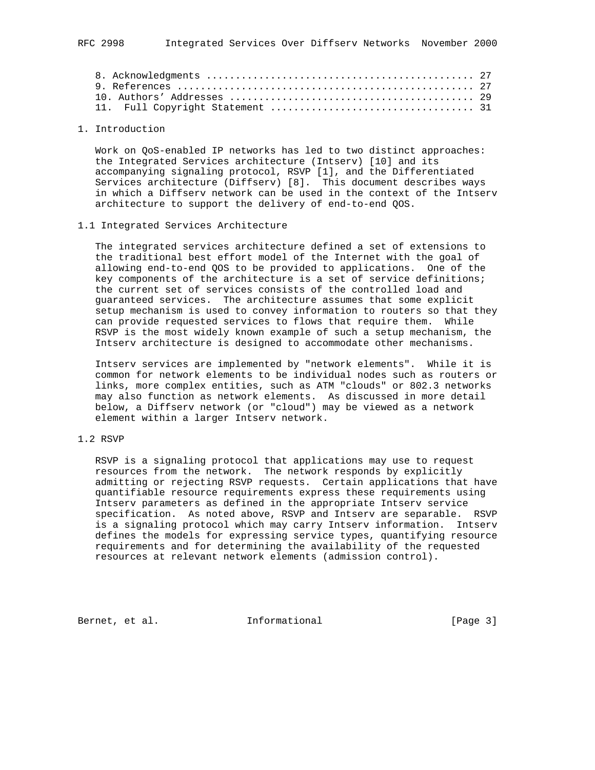8. Acknowledgments ............................................ 27
9. References ................................................. 27
10. Authors' Addresses ........................................ 29
11. Full Copyright Statement .................................. 31

# 1. Introduction

Work on QoS-enabled IP networks has led to two distinct approaches: the Integrated Services architecture (Intserv) [10] and its accompanying signaling protocol, RSVP [1], and the Differentiated Services architecture (Diffserv) [8]. This document describes ways in which a Diffserv network can be used in the context of the Intserv architecture to support the delivery of end-to-end QOS.

## 1.1 Integrated Services Architecture

The integrated services architecture defined a set of extensions to the traditional best effort model of the Internet with the goal of allowing end-to-end QOS to be provided to applications. One of the key components of the architecture is a set of service definitions; the current set of services consists of the controlled load and guaranteed services. The architecture assumes that some explicit setup mechanism is used to convey information to routers so that they can provide requested services to flows that require them. While RSVP is the most widely known example of such a setup mechanism, the Intserv architecture is designed to accommodate other mechanisms.

Intserv services are implemented by "network elements". While it is common for network elements to be individual nodes such as routers or links, more complex entities, such as ATM "clouds" or 802.3 networks may also function as network elements. As discussed in more detail below, a Diffserv network (or "cloud") may be viewed as a network element within a larger Intserv network.

## 1.2 RSVP

RSVP is a signaling protocol that applications may use to request resources from the network. The network responds by explicitly admitting or rejecting RSVP requests. Certain applications that have quantifiable resource requirements express these requirements using Intserv parameters as defined in the appropriate Intserv service specification. As noted above, RSVP and Intserv are separable. RSVP is a signaling protocol which may carry Intserv information. Intserv defines the models for expressing service types, quantifying resource requirements and for determining the availability of the requested resources at relevant network elements (admission control).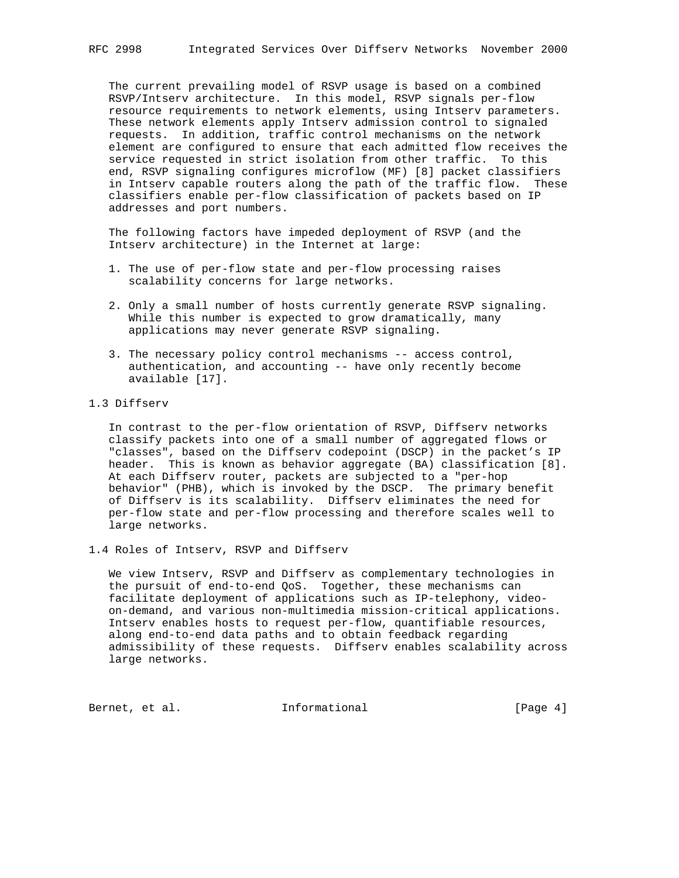The current prevailing model of RSVP usage is based on a combined RSVP/Intserv architecture. In this model, RSVP signals per-flow resource requirements to network elements, using Intserv parameters. These network elements apply Intserv admission control to signaled requests. In addition, traffic control mechanisms on the network element are configured to ensure that each admitted flow receives the service requested in strict isolation from other traffic. To this end, RSVP signaling configures microflow (MF) [8] packet classifiers in Intserv capable routers along the path of the traffic flow. These classifiers enable per-flow classification of packets based on IP addresses and port numbers.

The following factors have impeded deployment of RSVP (and the Intserv architecture) in the Internet at large:

1. The use of per-flow state and per-flow processing raises scalability concerns for large networks.

2. Only a small number of hosts currently generate RSVP signaling. While this number is expected to grow dramatically, many applications may never generate RSVP signaling.

3. The necessary policy control mechanisms -- access control, authentication, and accounting -- have only recently become available [17].

### 1.3 Diffserv

In contrast to the per-flow orientation of RSVP, Diffserv networks classify packets into one of a small number of aggregated flows or "classes", based on the Diffserv codepoint (DSCP) in the packet's IP header. This is known as behavior aggregate (BA) classification [8]. At each Diffserv router, packets are subjected to a "per-hop behavior" (PHB), which is invoked by the DSCP. The primary benefit of Diffserv is its scalability. Diffserv eliminates the need for per-flow state and per-flow processing and therefore scales well to large networks.

### 1.4 Roles of Intserv, RSVP and Diffserv

We view Intserv, RSVP and Diffserv as complementary technologies in the pursuit of end-to-end QoS. Together, these mechanisms can facilitate deployment of applications such as IP-telephony, video-on-demand, and various non-multimedia mission-critical applications. Intserv enables hosts to request per-flow, quantifiable resources, along end-to-end data paths and to obtain feedback regarding admissibility of these requests. Diffserv enables scalability across large networks.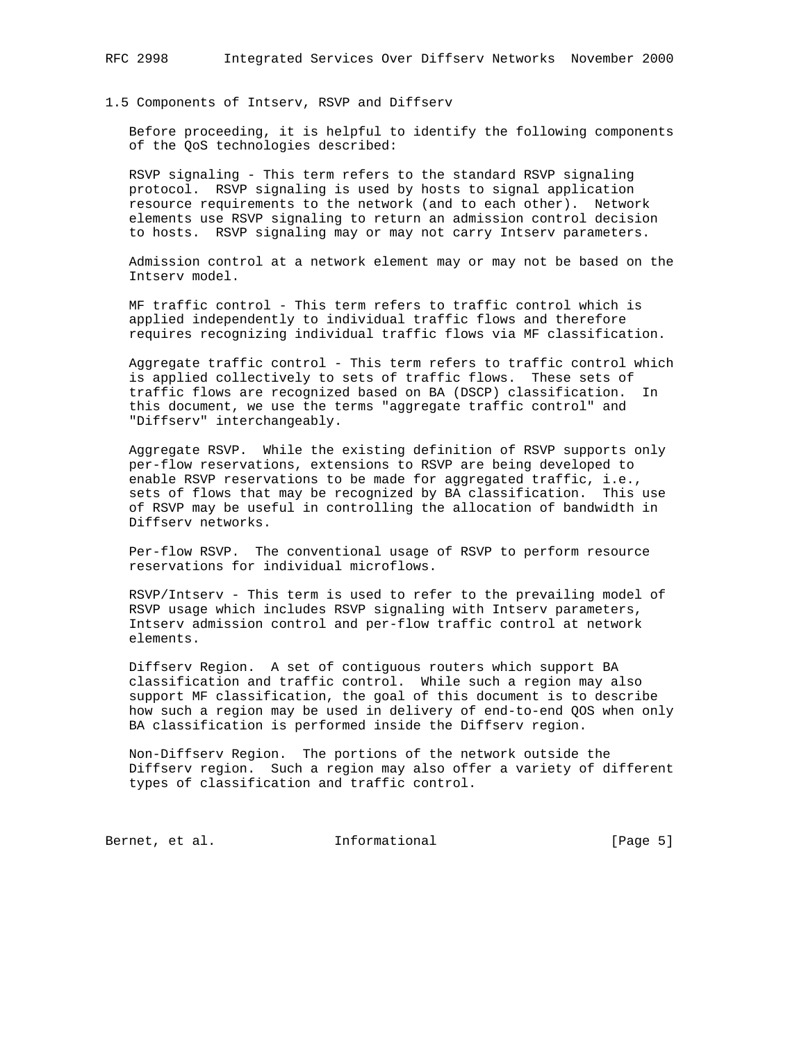## 1.5 Components of Intserv, RSVP and Diffserv

Before proceeding, it is helpful to identify the following components of the QoS technologies described:

RSVP signaling - This term refers to the standard RSVP signaling protocol. RSVP signaling is used by hosts to signal application resource requirements to the network (and to each other). Network elements use RSVP signaling to return an admission control decision to hosts. RSVP signaling may or may not carry Intserv parameters.

Admission control at a network element may or may not be based on the Intserv model.

MF traffic control - This term refers to traffic control which is applied independently to individual traffic flows and therefore requires recognizing individual traffic flows via MF classification.

Aggregate traffic control - This term refers to traffic control which is applied collectively to sets of traffic flows. These sets of traffic flows are recognized based on BA (DSCP) classification. In this document, we use the terms "aggregate traffic control" and "Diffserv" interchangeably.

Aggregate RSVP. While the existing definition of RSVP supports only per-flow reservations, extensions to RSVP are being developed to enable RSVP reservations to be made for aggregated traffic, i.e., sets of flows that may be recognized by BA classification. This use of RSVP may be useful in controlling the allocation of bandwidth in Diffserv networks.

Per-flow RSVP. The conventional usage of RSVP to perform resource reservations for individual microflows.

RSVP/Intserv - This term is used to refer to the prevailing model of RSVP usage which includes RSVP signaling with Intserv parameters, Intserv admission control and per-flow traffic control at network elements.

Diffserv Region. A set of contiguous routers which support BA classification and traffic control. While such a region may also support MF classification, the goal of this document is to describe how such a region may be used in delivery of end-to-end QOS when only BA classification is performed inside the Diffserv region.

Non-Diffserv Region. The portions of the network outside the Diffserv region. Such a region may also offer a variety of different types of classification and traffic control.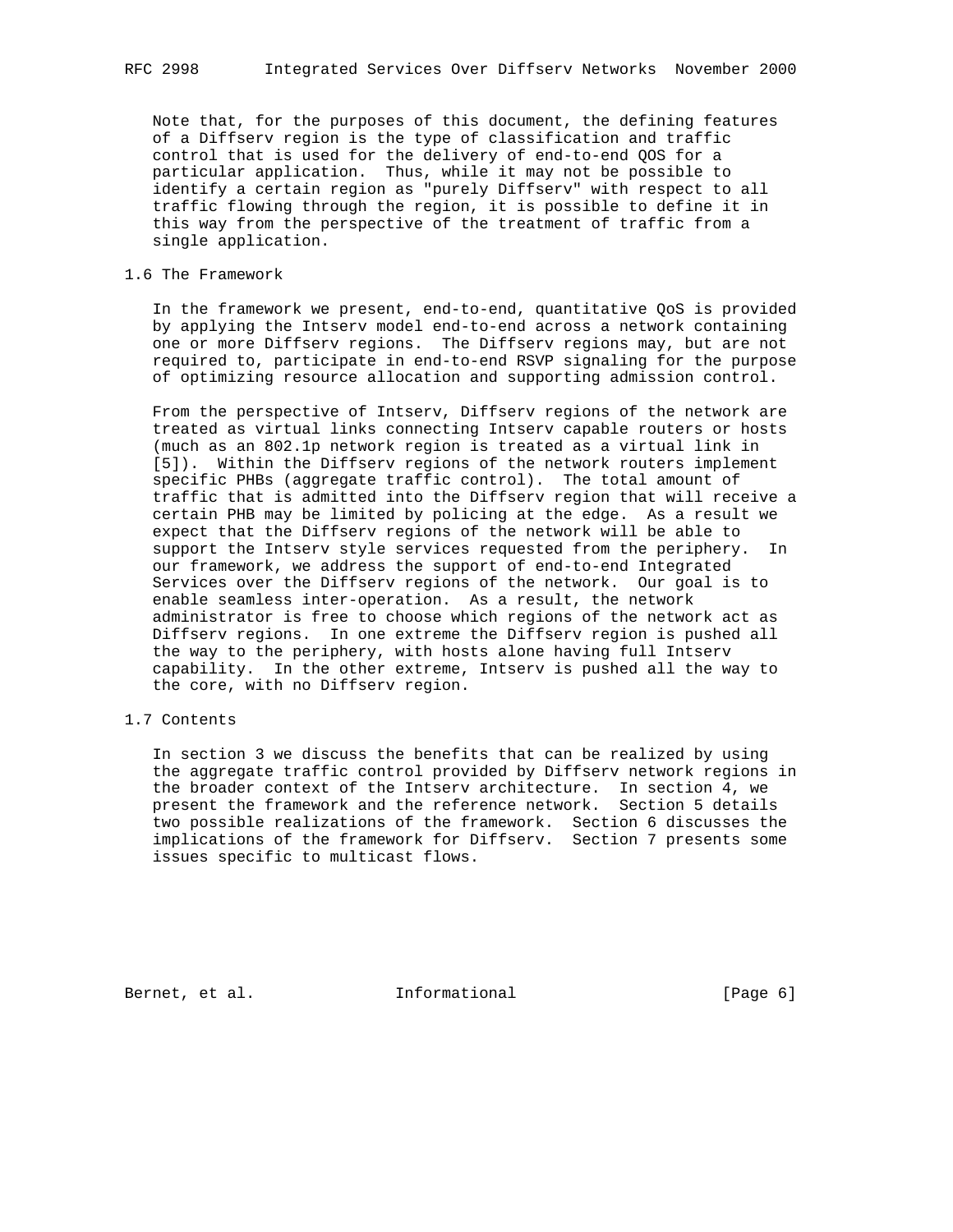Note that, for the purposes of this document, the defining features of a Diffserv region is the type of classification and traffic control that is used for the delivery of end-to-end QOS for a particular application. Thus, while it may not be possible to identify a certain region as "purely Diffserv" with respect to all traffic flowing through the region, it is possible to define it in this way from the perspective of the treatment of traffic from a single application.

## 1.6 The Framework

In the framework we present, end-to-end, quantitative QoS is provided by applying the Intserv model end-to-end across a network containing one or more Diffserv regions. The Diffserv regions may, but are not required to, participate in end-to-end RSVP signaling for the purpose of optimizing resource allocation and supporting admission control.

From the perspective of Intserv, Diffserv regions of the network are treated as virtual links connecting Intserv capable routers or hosts (much as an 802.1p network region is treated as a virtual link in [5]). Within the Diffserv regions of the network routers implement specific PHBs (aggregate traffic control). The total amount of traffic that is admitted into the Diffserv region that will receive a certain PHB may be limited by policing at the edge. As a result we expect that the Diffserv regions of the network will be able to support the Intserv style services requested from the periphery. In our framework, we address the support of end-to-end Integrated Services over the Diffserv regions of the network. Our goal is to enable seamless inter-operation. As a result, the network administrator is free to choose which regions of the network act as Diffserv regions. In one extreme the Diffserv region is pushed all the way to the periphery, with hosts alone having full Intserv capability. In the other extreme, Intserv is pushed all the way to the core, with no Diffserv region.

## 1.7 Contents

In section 3 we discuss the benefits that can be realized by using the aggregate traffic control provided by Diffserv network regions in the broader context of the Intserv architecture. In section 4, we present the framework and the reference network. Section 5 details two possible realizations of the framework. Section 6 discusses the implications of the framework for Diffserv. Section 7 presents some issues specific to multicast flows.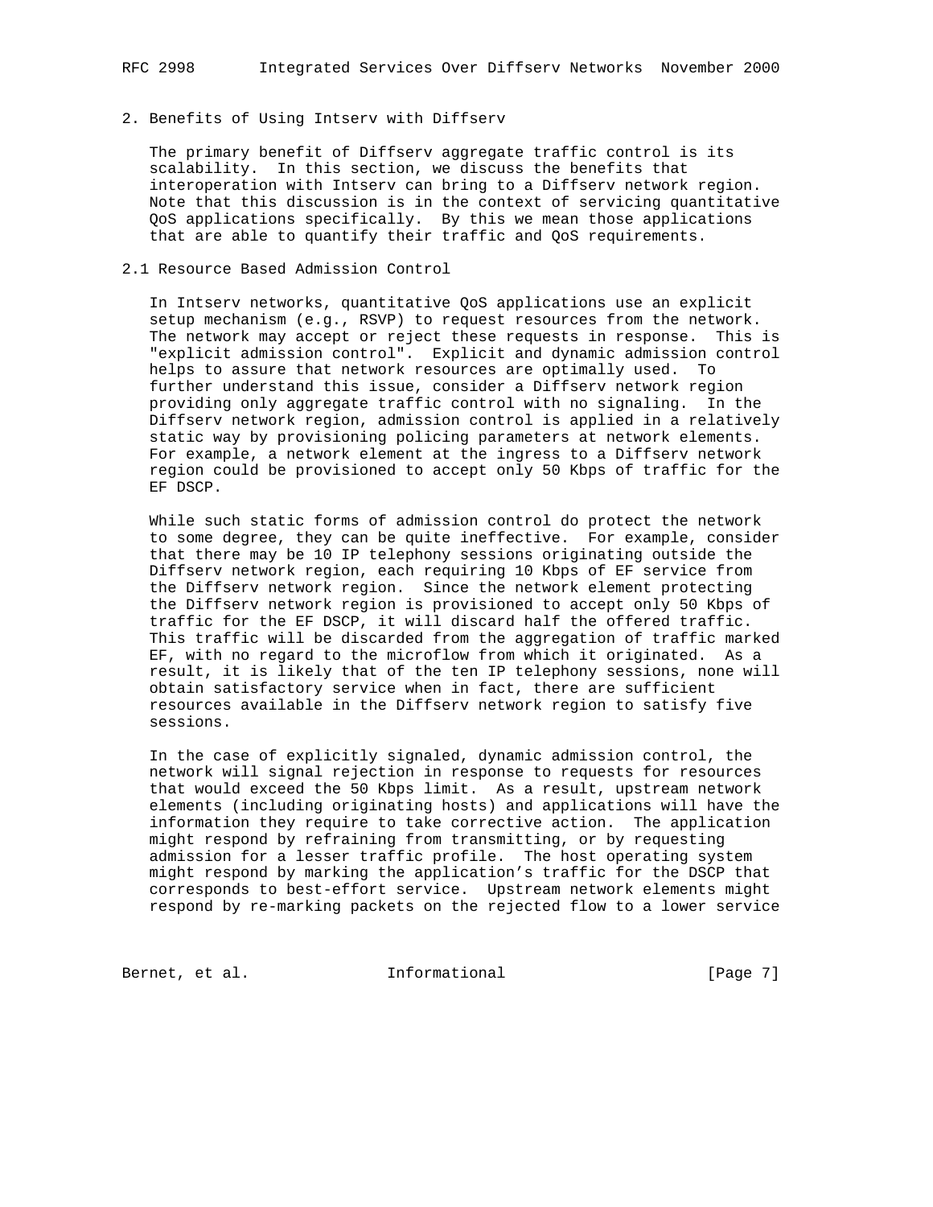## 2. Benefits of Using Intserv with Diffserv

The primary benefit of Diffserv aggregate traffic control is its scalability. In this section, we discuss the benefits that interoperation with Intserv can bring to a Diffserv network region. Note that this discussion is in the context of servicing quantitative QoS applications specifically. By this we mean those applications that are able to quantify their traffic and QoS requirements.

### 2.1 Resource Based Admission Control

In Intserv networks, quantitative QoS applications use an explicit setup mechanism (e.g., RSVP) to request resources from the network. The network may accept or reject these requests in response. This is "explicit admission control". Explicit and dynamic admission control helps to assure that network resources are optimally used. To further understand this issue, consider a Diffserv network region providing only aggregate traffic control with no signaling. In the Diffserv network region, admission control is applied in a relatively static way by provisioning policing parameters at network elements. For example, a network element at the ingress to a Diffserv network region could be provisioned to accept only 50 Kbps of traffic for the EF DSCP.

While such static forms of admission control do protect the network to some degree, they can be quite ineffective. For example, consider that there may be 10 IP telephony sessions originating outside the Diffserv network region, each requiring 10 Kbps of EF service from the Diffserv network region. Since the network element protecting the Diffserv network region is provisioned to accept only 50 Kbps of traffic for the EF DSCP, it will discard half the offered traffic. This traffic will be discarded from the aggregation of traffic marked EF, with no regard to the microflow from which it originated. As a result, it is likely that of the ten IP telephony sessions, none will obtain satisfactory service when in fact, there are sufficient resources available in the Diffserv network region to satisfy five sessions.

In the case of explicitly signaled, dynamic admission control, the network will signal rejection in response to requests for resources that would exceed the 50 Kbps limit. As a result, upstream network elements (including originating hosts) and applications will have the information they require to take corrective action. The application might respond by refraining from transmitting, or by requesting admission for a lesser traffic profile. The host operating system might respond by marking the application's traffic for the DSCP that corresponds to best-effort service. Upstream network elements might respond by re-marking packets on the rejected flow to a lower service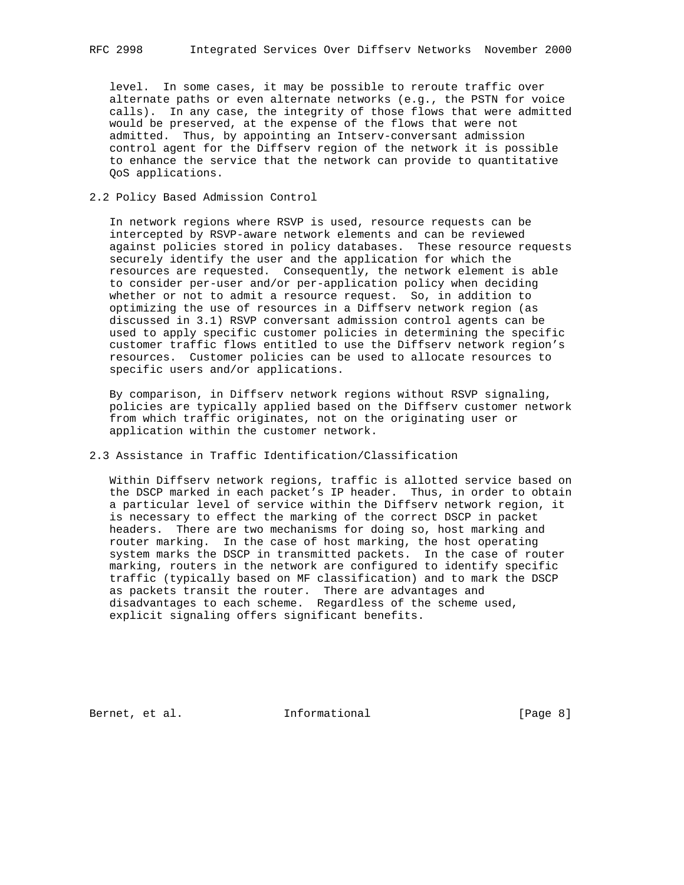level. In some cases, it may be possible to reroute traffic over alternate paths or even alternate networks (e.g., the PSTN for voice calls). In any case, the integrity of those flows that were admitted would be preserved, at the expense of the flows that were not admitted. Thus, by appointing an Intserv-conversant admission control agent for the Diffserv region of the network it is possible to enhance the service that the network can provide to quantitative QoS applications.

## 2.2 Policy Based Admission Control

In network regions where RSVP is used, resource requests can be intercepted by RSVP-aware network elements and can be reviewed against policies stored in policy databases. These resource requests securely identify the user and the application for which the resources are requested. Consequently, the network element is able to consider per-user and/or per-application policy when deciding whether or not to admit a resource request. So, in addition to optimizing the use of resources in a Diffserv network region (as discussed in 3.1) RSVP conversant admission control agents can be used to apply specific customer policies in determining the specific customer traffic flows entitled to use the Diffserv network region’s resources. Customer policies can be used to allocate resources to specific users and/or applications.

By comparison, in Diffserv network regions without RSVP signaling, policies are typically applied based on the Diffserv customer network from which traffic originates, not on the originating user or application within the customer network.

## 2.3 Assistance in Traffic Identification/Classification

Within Diffserv network regions, traffic is allotted service based on the DSCP marked in each packet’s IP header. Thus, in order to obtain a particular level of service within the Diffserv network region, it is necessary to effect the marking of the correct DSCP in packet headers. There are two mechanisms for doing so, host marking and router marking. In the case of host marking, the host operating system marks the DSCP in transmitted packets. In the case of router marking, routers in the network are configured to identify specific traffic (typically based on MF classification) and to mark the DSCP as packets transit the router. There are advantages and disadvantages to each scheme. Regardless of the scheme used, explicit signaling offers significant benefits.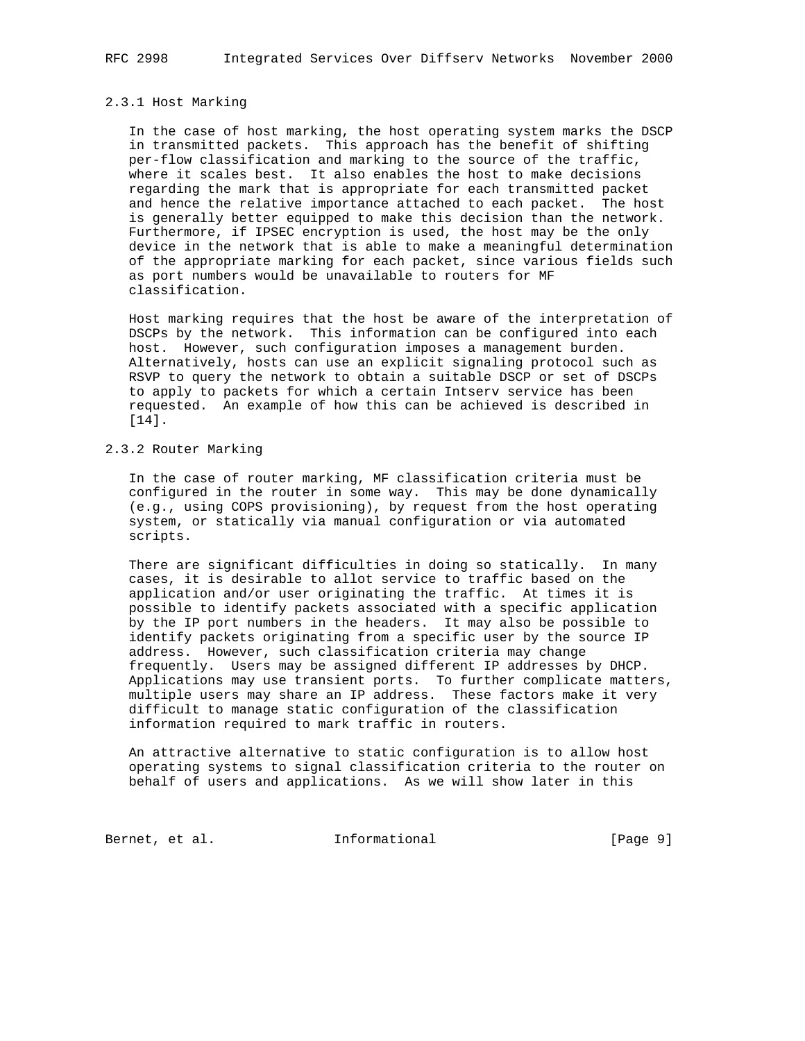### 2.3.1 Host Marking

In the case of host marking, the host operating system marks the DSCP in transmitted packets. This approach has the benefit of shifting per-flow classification and marking to the source of the traffic, where it scales best. It also enables the host to make decisions regarding the mark that is appropriate for each transmitted packet and hence the relative importance attached to each packet. The host is generally better equipped to make this decision than the network. Furthermore, if IPSEC encryption is used, the host may be the only device in the network that is able to make a meaningful determination of the appropriate marking for each packet, since various fields such as port numbers would be unavailable to routers for MF classification.

Host marking requires that the host be aware of the interpretation of DSCPs by the network. This information can be configured into each host. However, such configuration imposes a management burden. Alternatively, hosts can use an explicit signaling protocol such as RSVP to query the network to obtain a suitable DSCP or set of DSCPs to apply to packets for which a certain Intserv service has been requested. An example of how this can be achieved is described in [14].

### 2.3.2 Router Marking

In the case of router marking, MF classification criteria must be configured in the router in some way. This may be done dynamically (e.g., using COPS provisioning), by request from the host operating system, or statically via manual configuration or via automated scripts.

There are significant difficulties in doing so statically. In many cases, it is desirable to allot service to traffic based on the application and/or user originating the traffic. At times it is possible to identify packets associated with a specific application by the IP port numbers in the headers. It may also be possible to identify packets originating from a specific user by the source IP address. However, such classification criteria may change frequently. Users may be assigned different IP addresses by DHCP. Applications may use transient ports. To further complicate matters, multiple users may share an IP address. These factors make it very difficult to manage static configuration of the classification information required to mark traffic in routers.

An attractive alternative to static configuration is to allow host operating systems to signal classification criteria to the router on behalf of users and applications. As we will show later in this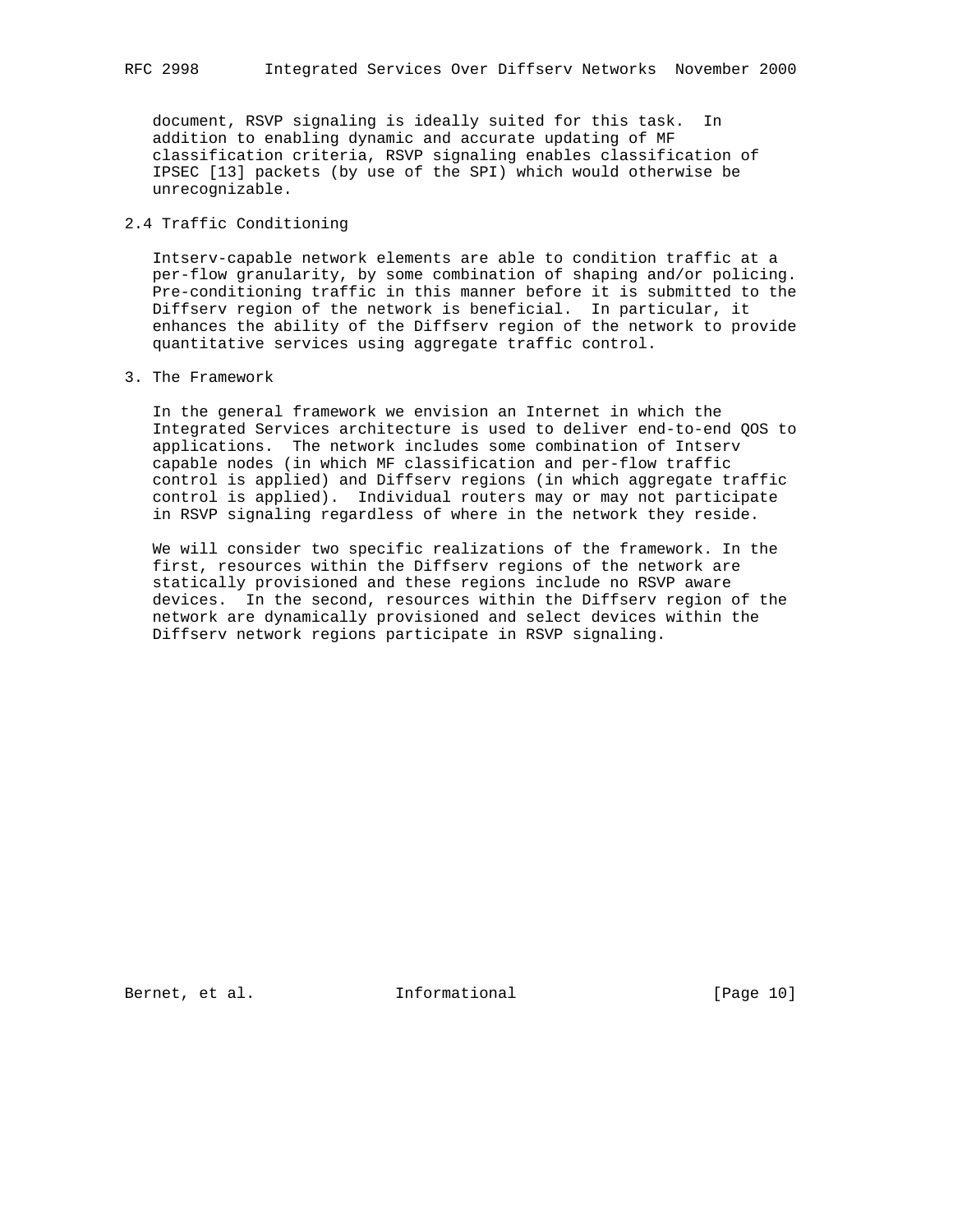document, RSVP signaling is ideally suited for this task. In addition to enabling dynamic and accurate updating of MF classification criteria, RSVP signaling enables classification of IPSEC [13] packets (by use of the SPI) which would otherwise be unrecognizable.

### 2.4 Traffic Conditioning

Intserv-capable network elements are able to condition traffic at a per-flow granularity, by some combination of shaping and/or policing. Pre-conditioning traffic in this manner before it is submitted to the Diffserv region of the network is beneficial. In particular, it enhances the ability of the Diffserv region of the network to provide quantitative services using aggregate traffic control.

## 3. The Framework

In the general framework we envision an Internet in which the Integrated Services architecture is used to deliver end-to-end QOS to applications. The network includes some combination of Intserv capable nodes (in which MF classification and per-flow traffic control is applied) and Diffserv regions (in which aggregate traffic control is applied). Individual routers may or may not participate in RSVP signaling regardless of where in the network they reside.

We will consider two specific realizations of the framework. In the first, resources within the Diffserv regions of the network are statically provisioned and these regions include no RSVP aware devices. In the second, resources within the Diffserv region of the network are dynamically provisioned and select devices within the Diffserv network regions participate in RSVP signaling.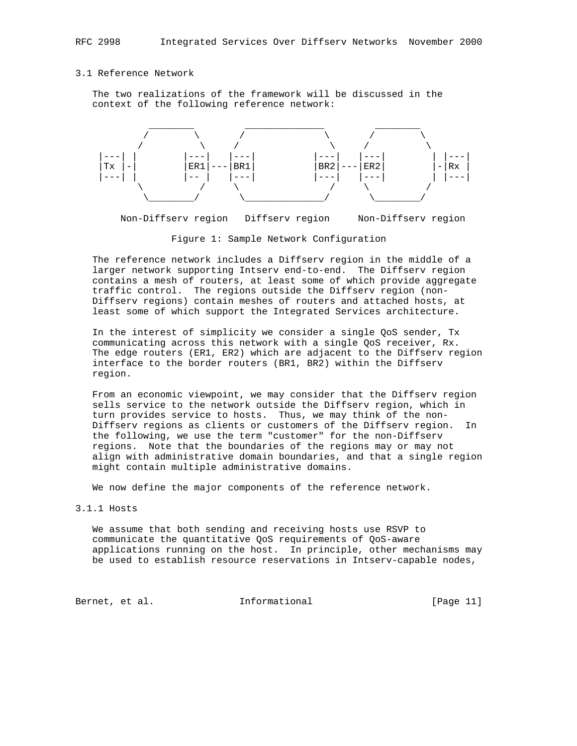### 3.1 Reference Network

The two realizations of the framework will be discussed in the context of the following reference network:

```
           ________       ______________       ________
          /        \     /              \     /        \
         /          \   /                \   /          \
    |---| |        |---|  |---|        |---|  |---|        | |---|
    |Tx |-|        |ER1|---|BR1|        |BR2|---|ER2|        |-|Rx |
    |---| |        |-- |  |---|        |---|  |---|        | |---|
         \          /   \                /   \          /
          \________/     \______________/     \________/

       Non-Diffserv region   Diffserv region     Non-Diffserv region
```

Figure 1: Sample Network Configuration

The reference network includes a Diffserv region in the middle of a larger network supporting Intserv end-to-end. The Diffserv region contains a mesh of routers, at least some of which provide aggregate traffic control. The regions outside the Diffserv region (non-Diffserv regions) contain meshes of routers and attached hosts, at least some of which support the Integrated Services architecture.

In the interest of simplicity we consider a single QoS sender, Tx communicating across this network with a single QoS receiver, Rx. The edge routers (ER1, ER2) which are adjacent to the Diffserv region interface to the border routers (BR1, BR2) within the Diffserv region.

From an economic viewpoint, we may consider that the Diffserv region sells service to the network outside the Diffserv region, which in turn provides service to hosts. Thus, we may think of the non-Diffserv regions as clients or customers of the Diffserv region. In the following, we use the term "customer" for the non-Diffserv regions. Note that the boundaries of the regions may or may not align with administrative domain boundaries, and that a single region might contain multiple administrative domains.

We now define the major components of the reference network.

#### 3.1.1 Hosts

We assume that both sending and receiving hosts use RSVP to communicate the quantitative QoS requirements of QoS-aware applications running on the host. In principle, other mechanisms may be used to establish resource reservations in Intserv-capable nodes,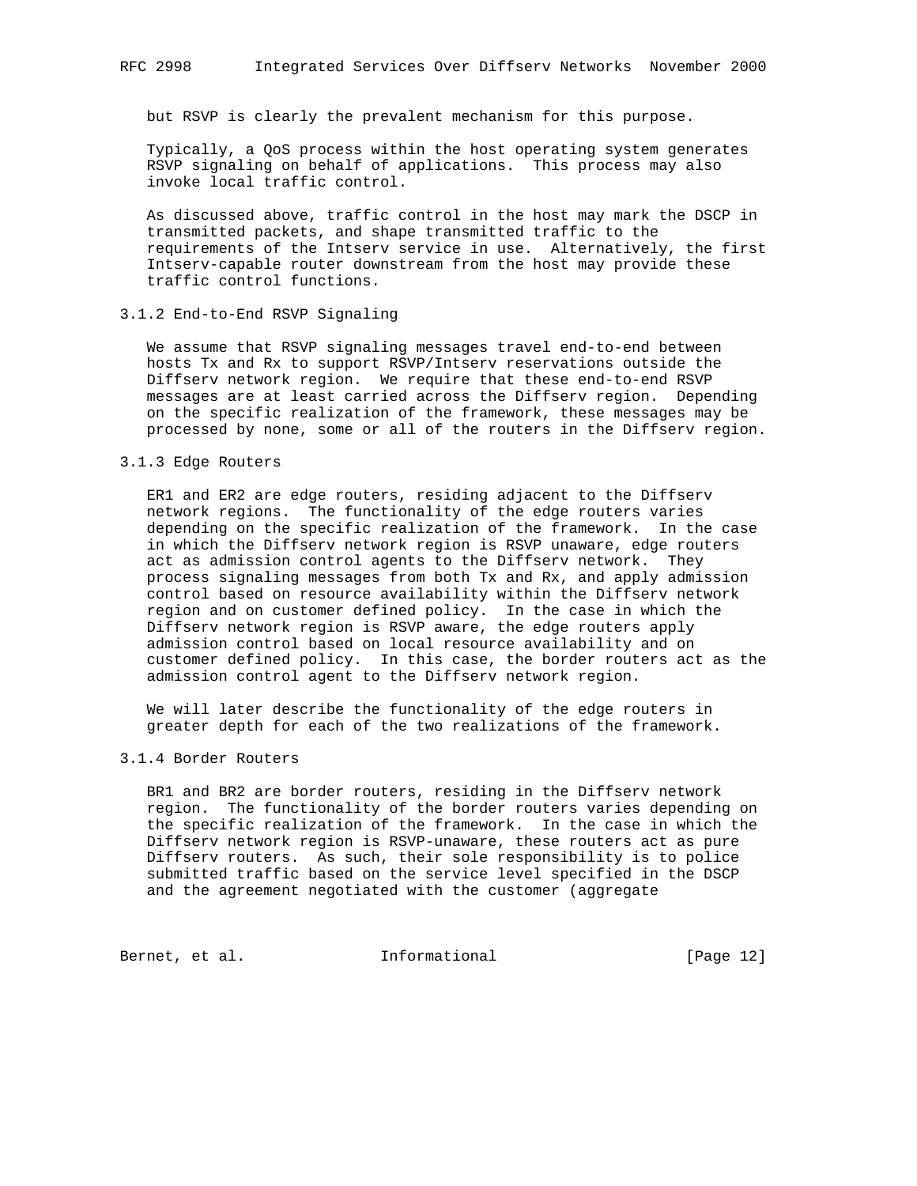but RSVP is clearly the prevalent mechanism for this purpose.

Typically, a QoS process within the host operating system generates RSVP signaling on behalf of applications. This process may also invoke local traffic control.

As discussed above, traffic control in the host may mark the DSCP in transmitted packets, and shape transmitted traffic to the requirements of the Intserv service in use. Alternatively, the first Intserv-capable router downstream from the host may provide these traffic control functions.

### 3.1.2 End-to-End RSVP Signaling

We assume that RSVP signaling messages travel end-to-end between hosts Tx and Rx to support RSVP/Intserv reservations outside the Diffserv network region. We require that these end-to-end RSVP messages are at least carried across the Diffserv region. Depending on the specific realization of the framework, these messages may be processed by none, some or all of the routers in the Diffserv region.

### 3.1.3 Edge Routers

ER1 and ER2 are edge routers, residing adjacent to the Diffserv network regions. The functionality of the edge routers varies depending on the specific realization of the framework. In the case in which the Diffserv network region is RSVP unaware, edge routers act as admission control agents to the Diffserv network. They process signaling messages from both Tx and Rx, and apply admission control based on resource availability within the Diffserv network region and on customer defined policy. In the case in which the Diffserv network region is RSVP aware, the edge routers apply admission control based on local resource availability and on customer defined policy. In this case, the border routers act as the admission control agent to the Diffserv network region.

We will later describe the functionality of the edge routers in greater depth for each of the two realizations of the framework.

### 3.1.4 Border Routers

BR1 and BR2 are border routers, residing in the Diffserv network region. The functionality of the border routers varies depending on the specific realization of the framework. In the case in which the Diffserv network region is RSVP-unaware, these routers act as pure Diffserv routers. As such, their sole responsibility is to police submitted traffic based on the service level specified in the DSCP and the agreement negotiated with the customer (aggregate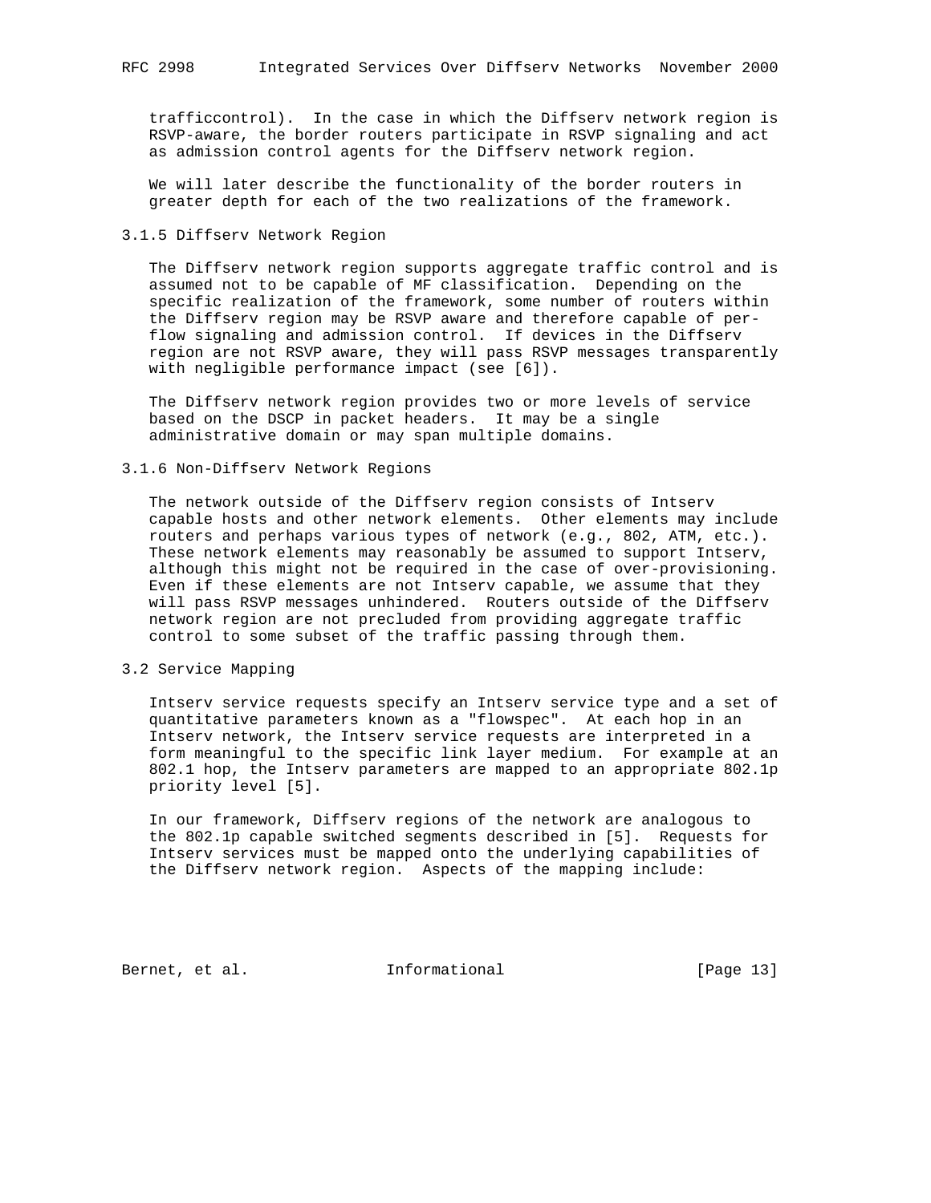trafficcontrol). In the case in which the Diffserv network region is RSVP-aware, the border routers participate in RSVP signaling and act as admission control agents for the Diffserv network region.

We will later describe the functionality of the border routers in greater depth for each of the two realizations of the framework.

### 3.1.5 Diffserv Network Region

The Diffserv network region supports aggregate traffic control and is assumed not to be capable of MF classification. Depending on the specific realization of the framework, some number of routers within the Diffserv region may be RSVP aware and therefore capable of per-flow signaling and admission control. If devices in the Diffserv region are not RSVP aware, they will pass RSVP messages transparently with negligible performance impact (see [6]).

The Diffserv network region provides two or more levels of service based on the DSCP in packet headers. It may be a single administrative domain or may span multiple domains.

### 3.1.6 Non-Diffserv Network Regions

The network outside of the Diffserv region consists of Intserv capable hosts and other network elements. Other elements may include routers and perhaps various types of network (e.g., 802, ATM, etc.). These network elements may reasonably be assumed to support Intserv, although this might not be required in the case of over-provisioning. Even if these elements are not Intserv capable, we assume that they will pass RSVP messages unhindered. Routers outside of the Diffserv network region are not precluded from providing aggregate traffic control to some subset of the traffic passing through them.

## 3.2 Service Mapping

Intserv service requests specify an Intserv service type and a set of quantitative parameters known as a "flowspec". At each hop in an Intserv network, the Intserv service requests are interpreted in a form meaningful to the specific link layer medium. For example at an 802.1 hop, the Intserv parameters are mapped to an appropriate 802.1p priority level [5].

In our framework, Diffserv regions of the network are analogous to the 802.1p capable switched segments described in [5]. Requests for Intserv services must be mapped onto the underlying capabilities of the Diffserv network region. Aspects of the mapping include: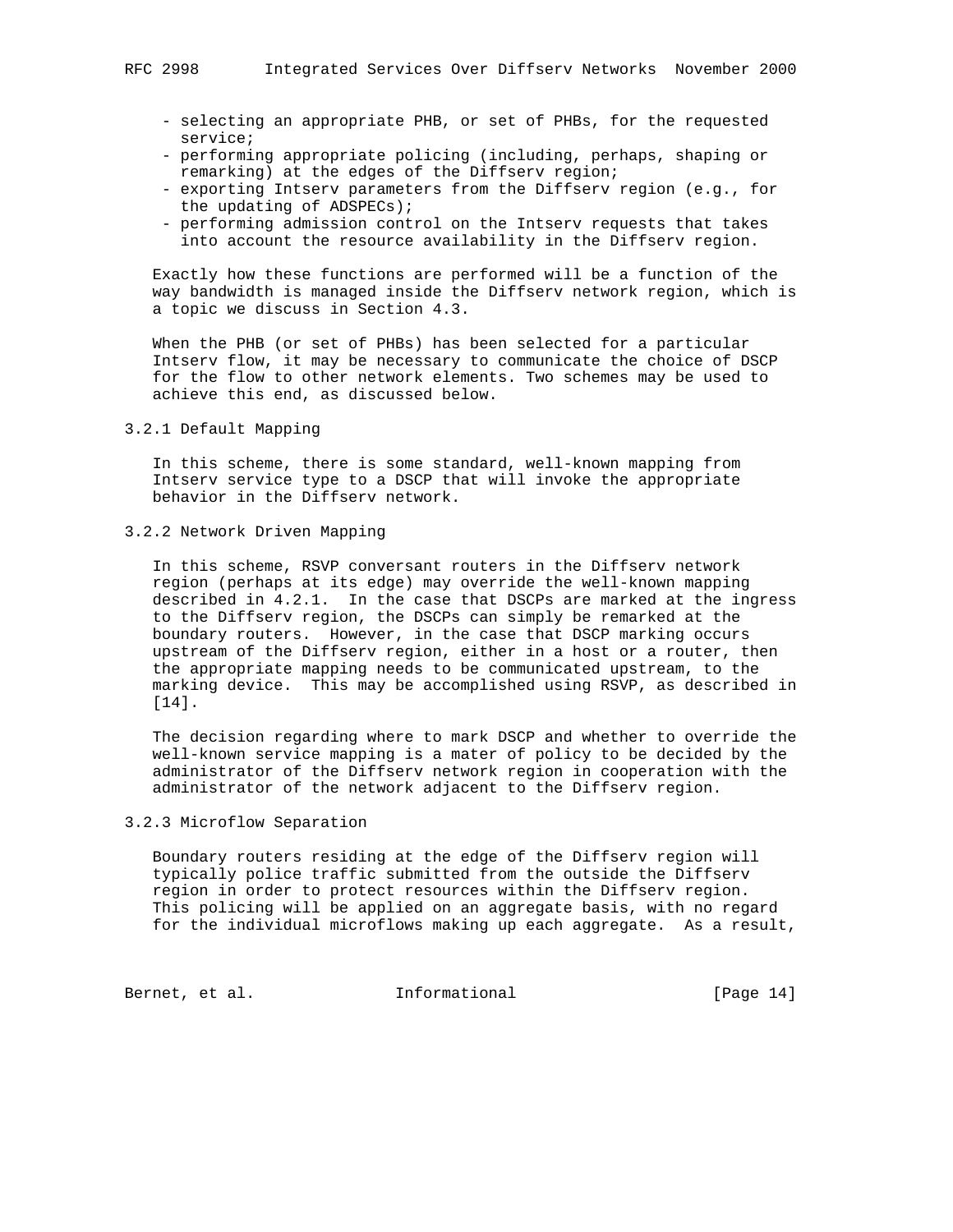- selecting an appropriate PHB, or set of PHBs, for the requested service;
- performing appropriate policing (including, perhaps, shaping or remarking) at the edges of the Diffserv region;
- exporting Intserv parameters from the Diffserv region (e.g., for the updating of ADSPECs);
- performing admission control on the Intserv requests that takes into account the resource availability in the Diffserv region.

Exactly how these functions are performed will be a function of the way bandwidth is managed inside the Diffserv network region, which is a topic we discuss in Section 4.3.

When the PHB (or set of PHBs) has been selected for a particular Intserv flow, it may be necessary to communicate the choice of DSCP for the flow to other network elements. Two schemes may be used to achieve this end, as discussed below.

### 3.2.1 Default Mapping

In this scheme, there is some standard, well-known mapping from Intserv service type to a DSCP that will invoke the appropriate behavior in the Diffserv network.

### 3.2.2 Network Driven Mapping

In this scheme, RSVP conversant routers in the Diffserv network region (perhaps at its edge) may override the well-known mapping described in 4.2.1. In the case that DSCPs are marked at the ingress to the Diffserv region, the DSCPs can simply be remarked at the boundary routers. However, in the case that DSCP marking occurs upstream of the Diffserv region, either in a host or a router, then the appropriate mapping needs to be communicated upstream, to the marking device. This may be accomplished using RSVP, as described in [14].

The decision regarding where to mark DSCP and whether to override the well-known service mapping is a mater of policy to be decided by the administrator of the Diffserv network region in cooperation with the administrator of the network adjacent to the Diffserv region.

### 3.2.3 Microflow Separation

Boundary routers residing at the edge of the Diffserv region will typically police traffic submitted from the outside the Diffserv region in order to protect resources within the Diffserv region. This policing will be applied on an aggregate basis, with no regard for the individual microflows making up each aggregate. As a result,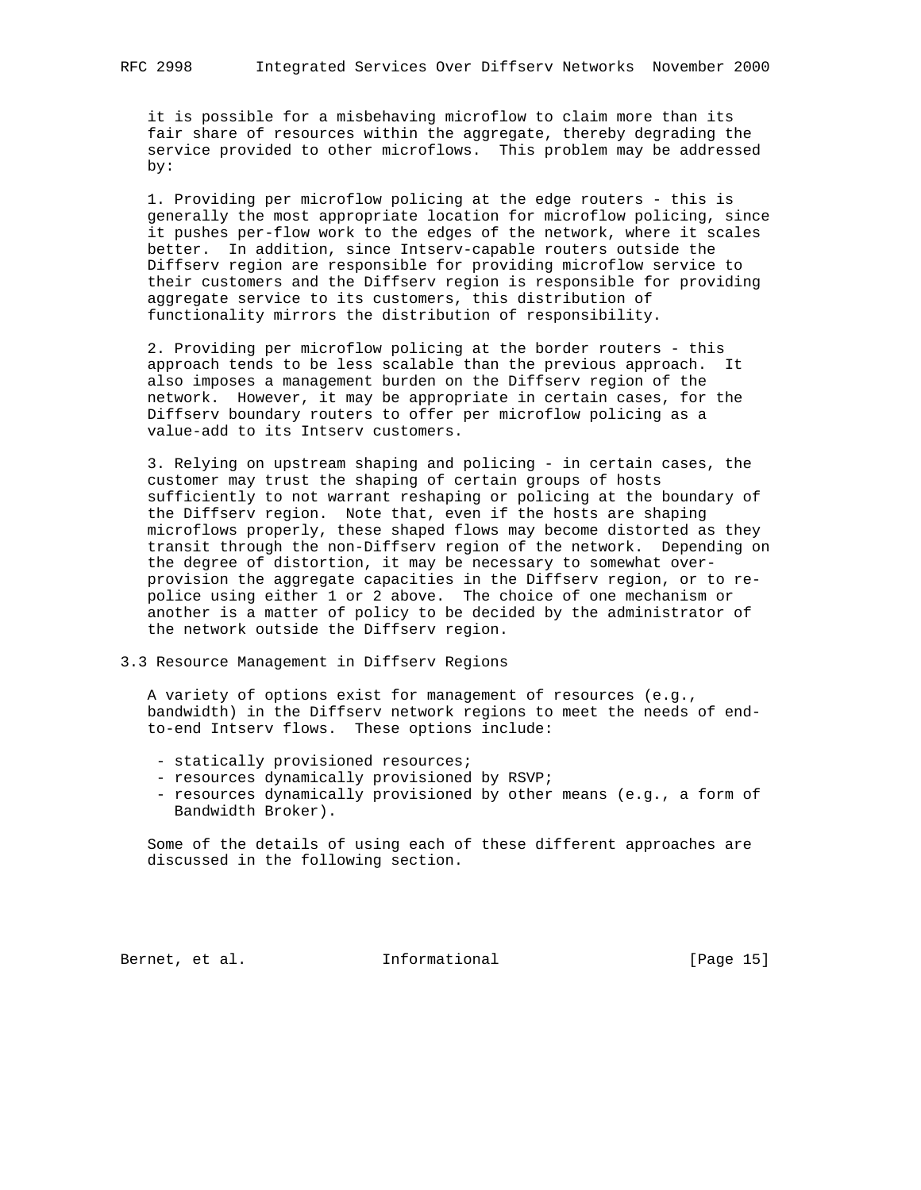it is possible for a misbehaving microflow to claim more than its fair share of resources within the aggregate, thereby degrading the service provided to other microflows. This problem may be addressed by:

1. Providing per microflow policing at the edge routers - this is generally the most appropriate location for microflow policing, since it pushes per-flow work to the edges of the network, where it scales better. In addition, since Intserv-capable routers outside the Diffserv region are responsible for providing microflow service to their customers and the Diffserv region is responsible for providing aggregate service to its customers, this distribution of functionality mirrors the distribution of responsibility.

2. Providing per microflow policing at the border routers - this approach tends to be less scalable than the previous approach. It also imposes a management burden on the Diffserv region of the network. However, it may be appropriate in certain cases, for the Diffserv boundary routers to offer per microflow policing as a value-add to its Intserv customers.

3. Relying on upstream shaping and policing - in certain cases, the customer may trust the shaping of certain groups of hosts sufficiently to not warrant reshaping or policing at the boundary of the Diffserv region. Note that, even if the hosts are shaping microflows properly, these shaped flows may become distorted as they transit through the non-Diffserv region of the network. Depending on the degree of distortion, it may be necessary to somewhat over-provision the aggregate capacities in the Diffserv region, or to re-police using either 1 or 2 above. The choice of one mechanism or another is a matter of policy to be decided by the administrator of the network outside the Diffserv region.

## 3.3 Resource Management in Diffserv Regions

A variety of options exist for management of resources (e.g., bandwidth) in the Diffserv network regions to meet the needs of end-to-end Intserv flows. These options include:

- statically provisioned resources;
- resources dynamically provisioned by RSVP;
- resources dynamically provisioned by other means (e.g., a form of Bandwidth Broker).

Some of the details of using each of these different approaches are discussed in the following section.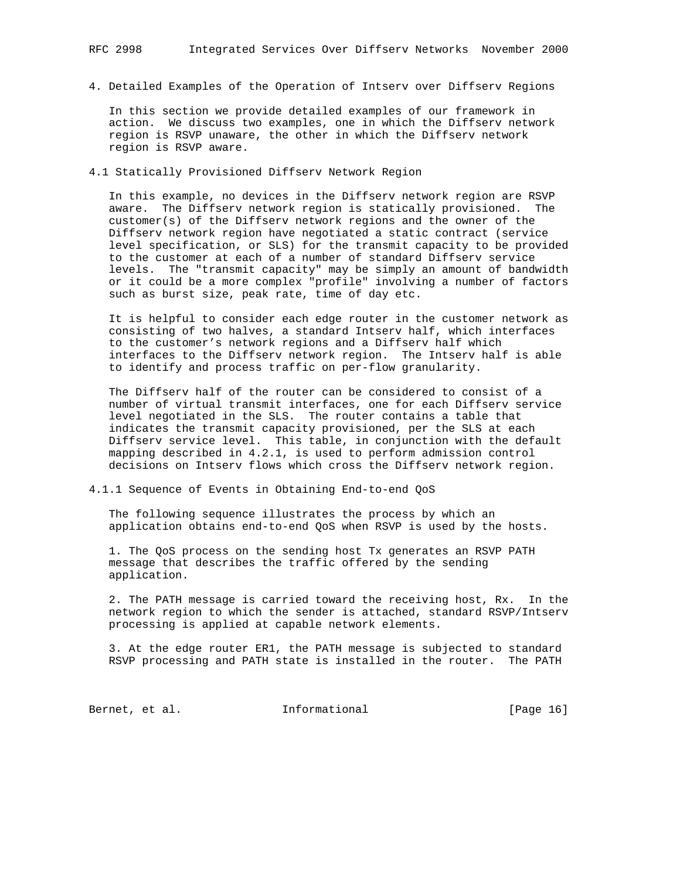## 4. Detailed Examples of the Operation of Intserv over Diffserv Regions

In this section we provide detailed examples of our framework in action. We discuss two examples, one in which the Diffserv network region is RSVP unaware, the other in which the Diffserv network region is RSVP aware.

### 4.1 Statically Provisioned Diffserv Network Region

In this example, no devices in the Diffserv network region are RSVP aware. The Diffserv network region is statically provisioned. The customer(s) of the Diffserv network regions and the owner of the Diffserv network region have negotiated a static contract (service level specification, or SLS) for the transmit capacity to be provided to the customer at each of a number of standard Diffserv service levels. The "transmit capacity" may be simply an amount of bandwidth or it could be a more complex "profile" involving a number of factors such as burst size, peak rate, time of day etc.

It is helpful to consider each edge router in the customer network as consisting of two halves, a standard Intserv half, which interfaces to the customer's network regions and a Diffserv half which interfaces to the Diffserv network region. The Intserv half is able to identify and process traffic on per-flow granularity.

The Diffserv half of the router can be considered to consist of a number of virtual transmit interfaces, one for each Diffserv service level negotiated in the SLS. The router contains a table that indicates the transmit capacity provisioned, per the SLS at each Diffserv service level. This table, in conjunction with the default mapping described in 4.2.1, is used to perform admission control decisions on Intserv flows which cross the Diffserv network region.

#### 4.1.1 Sequence of Events in Obtaining End-to-end QoS

The following sequence illustrates the process by which an application obtains end-to-end QoS when RSVP is used by the hosts.

1. The QoS process on the sending host Tx generates an RSVP PATH message that describes the traffic offered by the sending application.

2. The PATH message is carried toward the receiving host, Rx. In the network region to which the sender is attached, standard RSVP/Intserv processing is applied at capable network elements.

3. At the edge router ER1, the PATH message is subjected to standard RSVP processing and PATH state is installed in the router. The PATH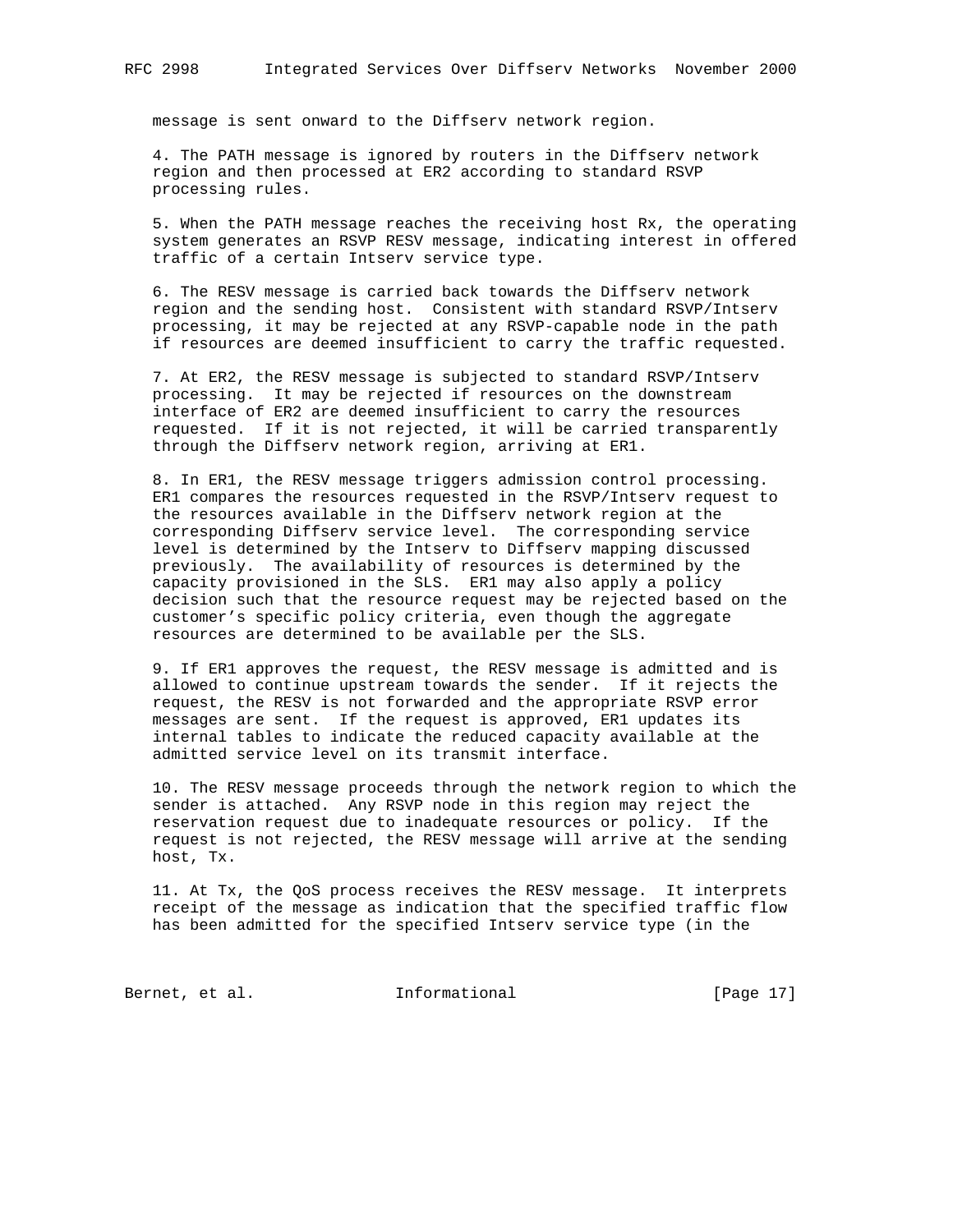message is sent onward to the Diffserv network region.

4. The PATH message is ignored by routers in the Diffserv network region and then processed at ER2 according to standard RSVP processing rules.

5. When the PATH message reaches the receiving host Rx, the operating system generates an RSVP RESV message, indicating interest in offered traffic of a certain Intserv service type.

6. The RESV message is carried back towards the Diffserv network region and the sending host. Consistent with standard RSVP/Intserv processing, it may be rejected at any RSVP-capable node in the path if resources are deemed insufficient to carry the traffic requested.

7. At ER2, the RESV message is subjected to standard RSVP/Intserv processing. It may be rejected if resources on the downstream interface of ER2 are deemed insufficient to carry the resources requested. If it is not rejected, it will be carried transparently through the Diffserv network region, arriving at ER1.

8. In ER1, the RESV message triggers admission control processing. ER1 compares the resources requested in the RSVP/Intserv request to the resources available in the Diffserv network region at the corresponding Diffserv service level. The corresponding service level is determined by the Intserv to Diffserv mapping discussed previously. The availability of resources is determined by the capacity provisioned in the SLS. ER1 may also apply a policy decision such that the resource request may be rejected based on the customer's specific policy criteria, even though the aggregate resources are determined to be available per the SLS.

9. If ER1 approves the request, the RESV message is admitted and is allowed to continue upstream towards the sender. If it rejects the request, the RESV is not forwarded and the appropriate RSVP error messages are sent. If the request is approved, ER1 updates its internal tables to indicate the reduced capacity available at the admitted service level on its transmit interface.

10. The RESV message proceeds through the network region to which the sender is attached. Any RSVP node in this region may reject the reservation request due to inadequate resources or policy. If the request is not rejected, the RESV message will arrive at the sending host, Tx.

11. At Tx, the QoS process receives the RESV message. It interprets receipt of the message as indication that the specified traffic flow has been admitted for the specified Intserv service type (in the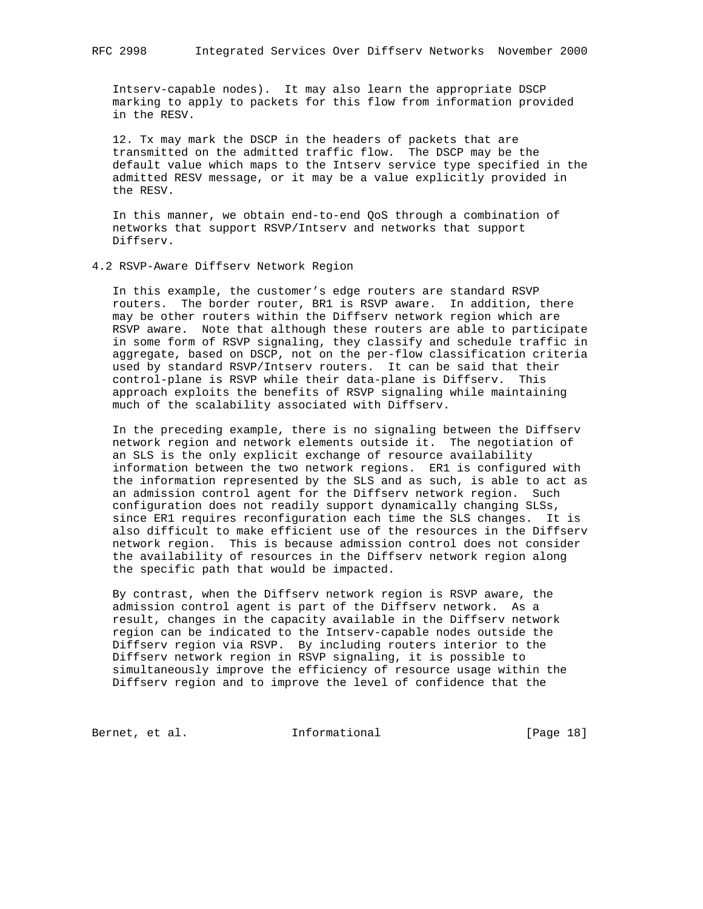Intserv-capable nodes). It may also learn the appropriate DSCP marking to apply to packets for this flow from information provided in the RESV.

12. Tx may mark the DSCP in the headers of packets that are transmitted on the admitted traffic flow. The DSCP may be the default value which maps to the Intserv service type specified in the admitted RESV message, or it may be a value explicitly provided in the RESV.

In this manner, we obtain end-to-end QoS through a combination of networks that support RSVP/Intserv and networks that support Diffserv.

## 4.2 RSVP-Aware Diffserv Network Region

In this example, the customer's edge routers are standard RSVP routers. The border router, BR1 is RSVP aware. In addition, there may be other routers within the Diffserv network region which are RSVP aware. Note that although these routers are able to participate in some form of RSVP signaling, they classify and schedule traffic in aggregate, based on DSCP, not on the per-flow classification criteria used by standard RSVP/Intserv routers. It can be said that their control-plane is RSVP while their data-plane is Diffserv. This approach exploits the benefits of RSVP signaling while maintaining much of the scalability associated with Diffserv.

In the preceding example, there is no signaling between the Diffserv network region and network elements outside it. The negotiation of an SLS is the only explicit exchange of resource availability information between the two network regions. ER1 is configured with the information represented by the SLS and as such, is able to act as an admission control agent for the Diffserv network region. Such configuration does not readily support dynamically changing SLSs, since ER1 requires reconfiguration each time the SLS changes. It is also difficult to make efficient use of the resources in the Diffserv network region. This is because admission control does not consider the availability of resources in the Diffserv network region along the specific path that would be impacted.

By contrast, when the Diffserv network region is RSVP aware, the admission control agent is part of the Diffserv network. As a result, changes in the capacity available in the Diffserv network region can be indicated to the Intserv-capable nodes outside the Diffserv region via RSVP. By including routers interior to the Diffserv network region in RSVP signaling, it is possible to simultaneously improve the efficiency of resource usage within the Diffserv region and to improve the level of confidence that the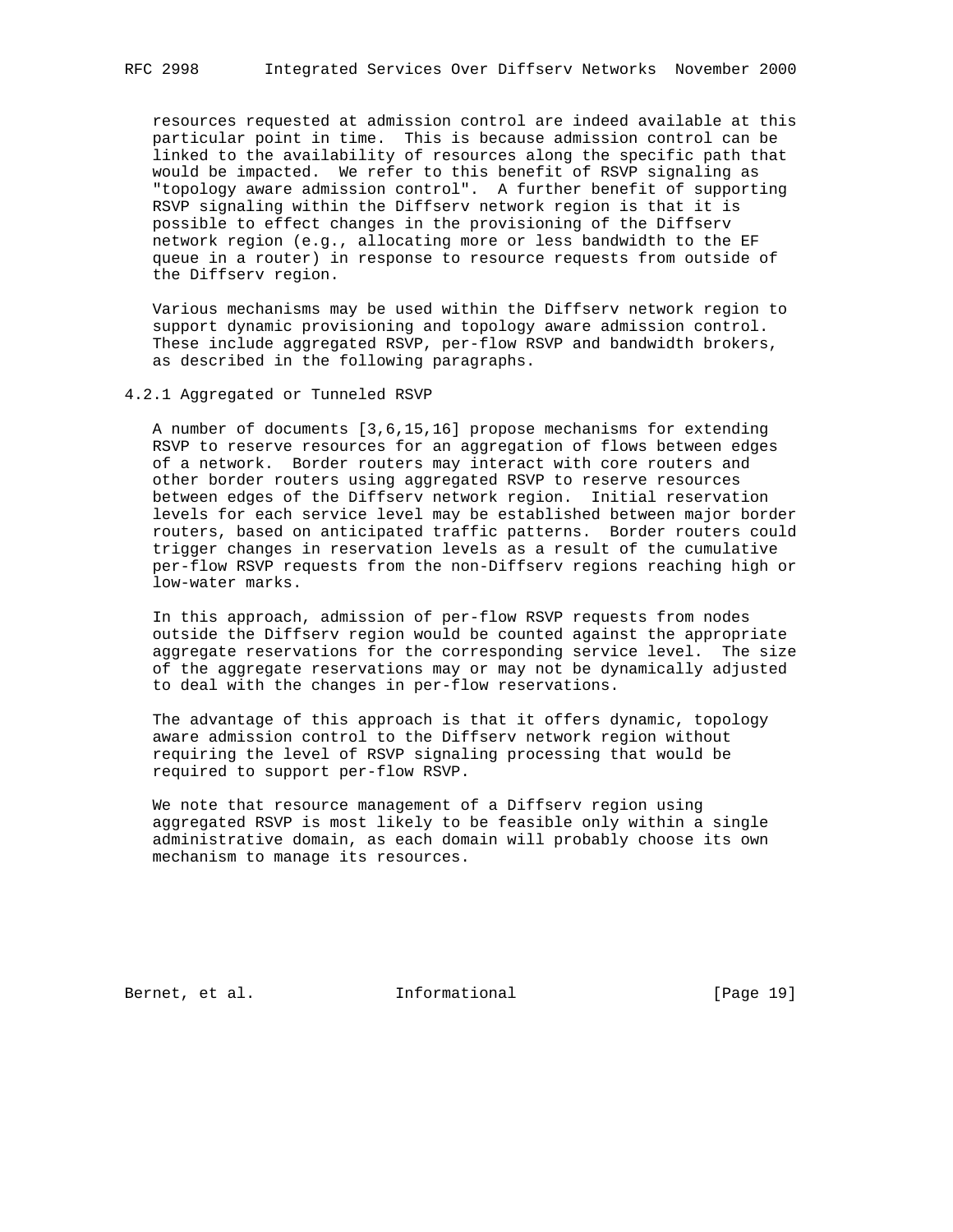resources requested at admission control are indeed available at this particular point in time. This is because admission control can be linked to the availability of resources along the specific path that would be impacted. We refer to this benefit of RSVP signaling as "topology aware admission control". A further benefit of supporting RSVP signaling within the Diffserv network region is that it is possible to effect changes in the provisioning of the Diffserv network region (e.g., allocating more or less bandwidth to the EF queue in a router) in response to resource requests from outside of the Diffserv region.

Various mechanisms may be used within the Diffserv network region to support dynamic provisioning and topology aware admission control. These include aggregated RSVP, per-flow RSVP and bandwidth brokers, as described in the following paragraphs.

### 4.2.1 Aggregated or Tunneled RSVP

A number of documents [3,6,15,16] propose mechanisms for extending RSVP to reserve resources for an aggregation of flows between edges of a network. Border routers may interact with core routers and other border routers using aggregated RSVP to reserve resources between edges of the Diffserv network region. Initial reservation levels for each service level may be established between major border routers, based on anticipated traffic patterns. Border routers could trigger changes in reservation levels as a result of the cumulative per-flow RSVP requests from the non-Diffserv regions reaching high or low-water marks.

In this approach, admission of per-flow RSVP requests from nodes outside the Diffserv region would be counted against the appropriate aggregate reservations for the corresponding service level. The size of the aggregate reservations may or may not be dynamically adjusted to deal with the changes in per-flow reservations.

The advantage of this approach is that it offers dynamic, topology aware admission control to the Diffserv network region without requiring the level of RSVP signaling processing that would be required to support per-flow RSVP.

We note that resource management of a Diffserv region using aggregated RSVP is most likely to be feasible only within a single administrative domain, as each domain will probably choose its own mechanism to manage its resources.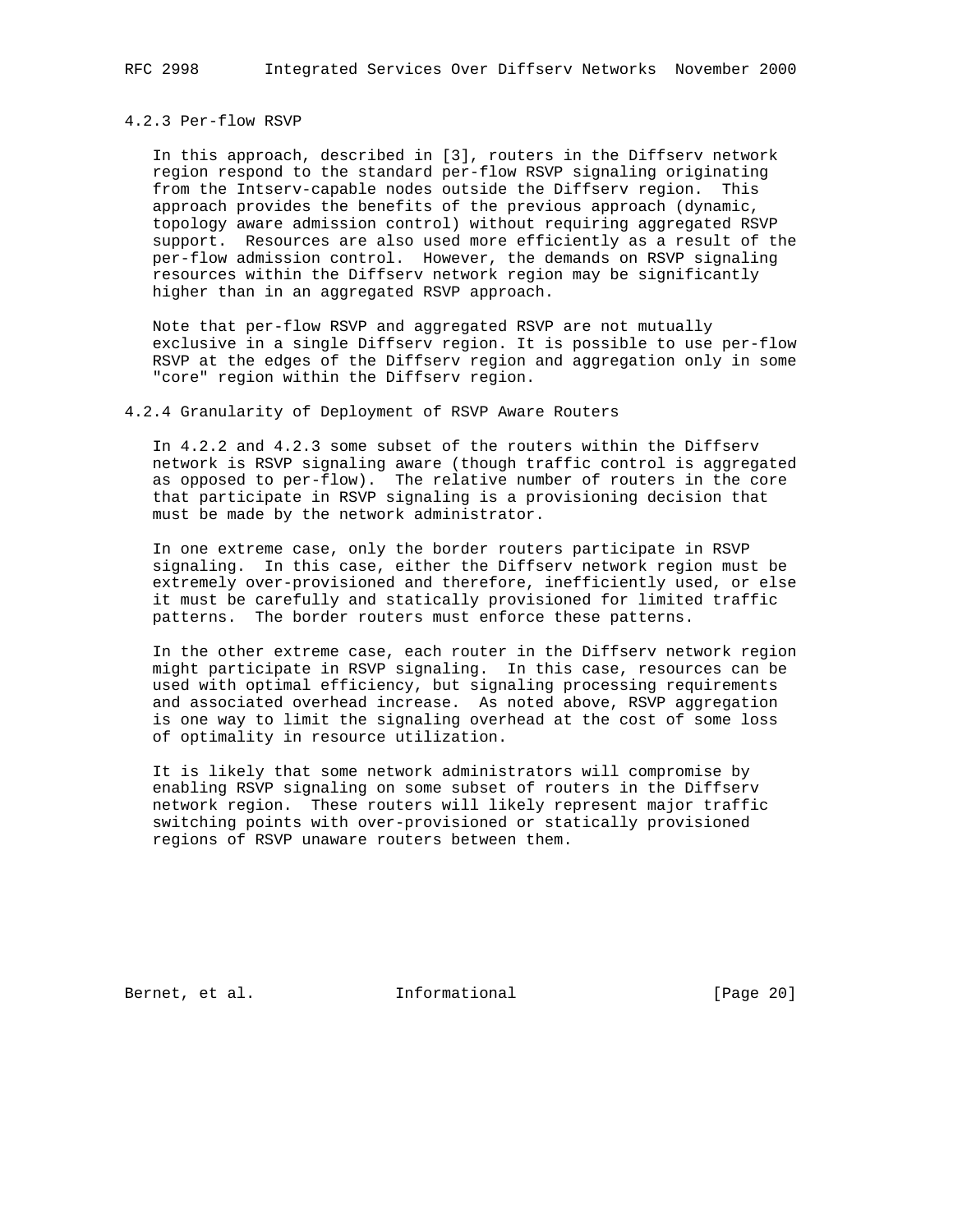### 4.2.3 Per-flow RSVP

In this approach, described in [3], routers in the Diffserv network region respond to the standard per-flow RSVP signaling originating from the Intserv-capable nodes outside the Diffserv region. This approach provides the benefits of the previous approach (dynamic, topology aware admission control) without requiring aggregated RSVP support. Resources are also used more efficiently as a result of the per-flow admission control. However, the demands on RSVP signaling resources within the Diffserv network region may be significantly higher than in an aggregated RSVP approach.

Note that per-flow RSVP and aggregated RSVP are not mutually exclusive in a single Diffserv region. It is possible to use per-flow RSVP at the edges of the Diffserv region and aggregation only in some "core" region within the Diffserv region.

### 4.2.4 Granularity of Deployment of RSVP Aware Routers

In 4.2.2 and 4.2.3 some subset of the routers within the Diffserv network is RSVP signaling aware (though traffic control is aggregated as opposed to per-flow). The relative number of routers in the core that participate in RSVP signaling is a provisioning decision that must be made by the network administrator.

In one extreme case, only the border routers participate in RSVP signaling. In this case, either the Diffserv network region must be extremely over-provisioned and therefore, inefficiently used, or else it must be carefully and statically provisioned for limited traffic patterns. The border routers must enforce these patterns.

In the other extreme case, each router in the Diffserv network region might participate in RSVP signaling. In this case, resources can be used with optimal efficiency, but signaling processing requirements and associated overhead increase. As noted above, RSVP aggregation is one way to limit the signaling overhead at the cost of some loss of optimality in resource utilization.

It is likely that some network administrators will compromise by enabling RSVP signaling on some subset of routers in the Diffserv network region. These routers will likely represent major traffic switching points with over-provisioned or statically provisioned regions of RSVP unaware routers between them.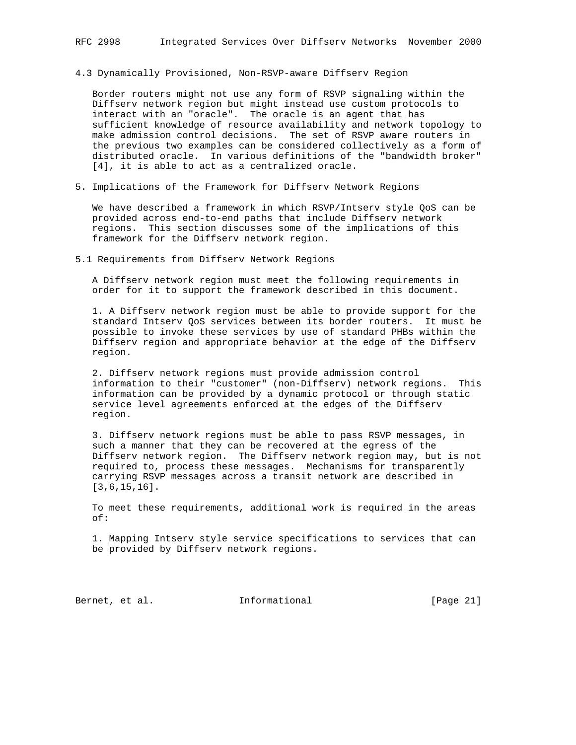### 4.3 Dynamically Provisioned, Non-RSVP-aware Diffserv Region

Border routers might not use any form of RSVP signaling within the Diffserv network region but might instead use custom protocols to interact with an "oracle". The oracle is an agent that has sufficient knowledge of resource availability and network topology to make admission control decisions. The set of RSVP aware routers in the previous two examples can be considered collectively as a form of distributed oracle. In various definitions of the "bandwidth broker" [4], it is able to act as a centralized oracle.

## 5. Implications of the Framework for Diffserv Network Regions

We have described a framework in which RSVP/Intserv style QoS can be provided across end-to-end paths that include Diffserv network regions. This section discusses some of the implications of this framework for the Diffserv network region.

### 5.1 Requirements from Diffserv Network Regions

A Diffserv network region must meet the following requirements in order for it to support the framework described in this document.

1. A Diffserv network region must be able to provide support for the standard Intserv QoS services between its border routers. It must be possible to invoke these services by use of standard PHBs within the Diffserv region and appropriate behavior at the edge of the Diffserv region.

2. Diffserv network regions must provide admission control information to their "customer" (non-Diffserv) network regions. This information can be provided by a dynamic protocol or through static service level agreements enforced at the edges of the Diffserv region.

3. Diffserv network regions must be able to pass RSVP messages, in such a manner that they can be recovered at the egress of the Diffserv network region. The Diffserv network region may, but is not required to, process these messages. Mechanisms for transparently carrying RSVP messages across a transit network are described in [3,6,15,16].

To meet these requirements, additional work is required in the areas of:

1. Mapping Intserv style service specifications to services that can be provided by Diffserv network regions.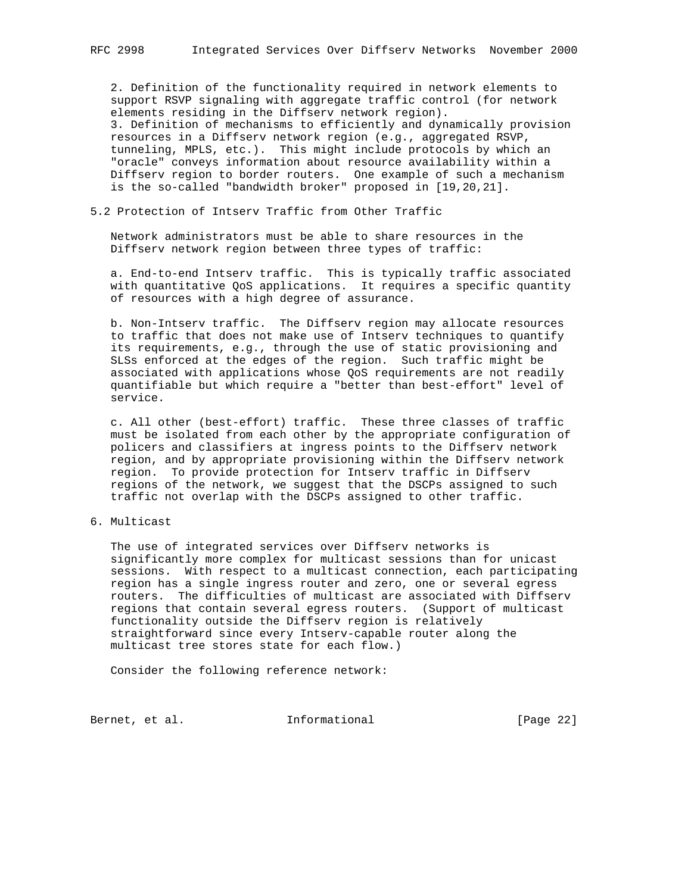2. Definition of the functionality required in network elements to support RSVP signaling with aggregate traffic control (for network elements residing in the Diffserv network region).
3. Definition of mechanisms to efficiently and dynamically provision resources in a Diffserv network region (e.g., aggregated RSVP, tunneling, MPLS, etc.). This might include protocols by which an "oracle" conveys information about resource availability within a Diffserv region to border routers. One example of such a mechanism is the so-called "bandwidth broker" proposed in [19,20,21].

## 5.2 Protection of Intserv Traffic from Other Traffic

Network administrators must be able to share resources in the Diffserv network region between three types of traffic:

a. End-to-end Intserv traffic. This is typically traffic associated with quantitative QoS applications. It requires a specific quantity of resources with a high degree of assurance.

b. Non-Intserv traffic. The Diffserv region may allocate resources to traffic that does not make use of Intserv techniques to quantify its requirements, e.g., through the use of static provisioning and SLSs enforced at the edges of the region. Such traffic might be associated with applications whose QoS requirements are not readily quantifiable but which require a "better than best-effort" level of service.

c. All other (best-effort) traffic. These three classes of traffic must be isolated from each other by the appropriate configuration of policers and classifiers at ingress points to the Diffserv network region, and by appropriate provisioning within the Diffserv network region. To provide protection for Intserv traffic in Diffserv regions of the network, we suggest that the DSCPs assigned to such traffic not overlap with the DSCPs assigned to other traffic.

# 6. Multicast

The use of integrated services over Diffserv networks is significantly more complex for multicast sessions than for unicast sessions. With respect to a multicast connection, each participating region has a single ingress router and zero, one or several egress routers. The difficulties of multicast are associated with Diffserv regions that contain several egress routers. (Support of multicast functionality outside the Diffserv region is relatively straightforward since every Intserv-capable router along the multicast tree stores state for each flow.)

Consider the following reference network: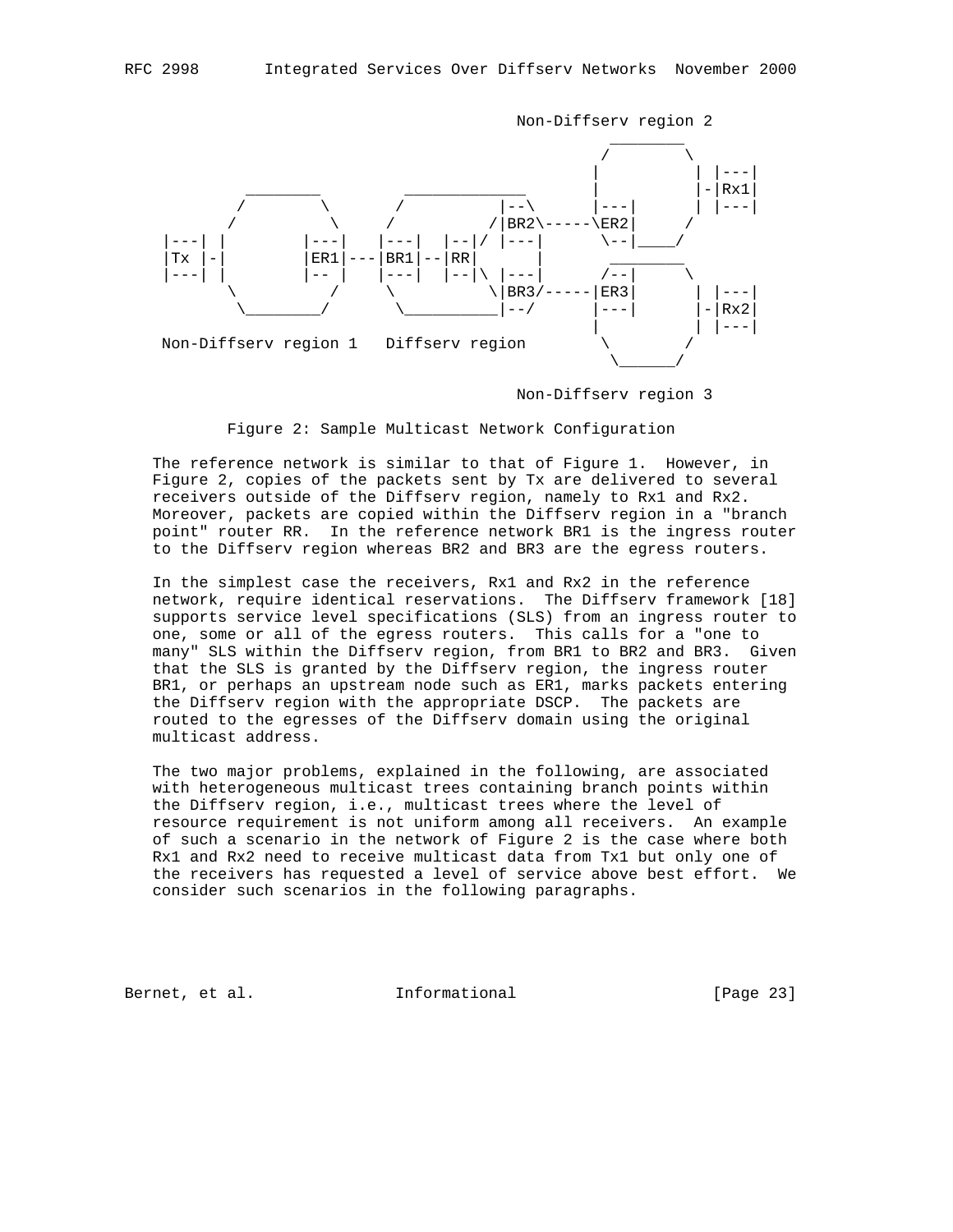```
                                         Non-Diffserv region 2
                                            ________
                                           /        \
                                          |          | |---|
            ________        _____________ |          |-|Rx1|
           /        \      /            |--\    |---|          | |---|
          /          \    /            /|BR2\-----\ER2|      /
   |---| |        |---|  |---|  |--|/ |---|      \--|____/
   |Tx |-|        |ER1|---|BR1|--|RR|       |         ________
   |---| |        |-- |  |---|  |--|\ |---|      /--|        \
          \          /    \            \|BR3/-----|ER3|      | |---|
           \________/      \__________|--/      |---|      |-|Rx2|
                                          |          | |---|
   Non-Diffserv region 1   Diffserv region         \        /
                                            \______/

                                         Non-Diffserv region 3
```

Figure 2: Sample Multicast Network Configuration

The reference network is similar to that of Figure 1. However, in Figure 2, copies of the packets sent by Tx are delivered to several receivers outside of the Diffserv region, namely to Rx1 and Rx2. Moreover, packets are copied within the Diffserv region in a "branch point" router RR. In the reference network BR1 is the ingress router to the Diffserv region whereas BR2 and BR3 are the egress routers.

In the simplest case the receivers, Rx1 and Rx2 in the reference network, require identical reservations. The Diffserv framework [18] supports service level specifications (SLS) from an ingress router to one, some or all of the egress routers. This calls for a "one to many" SLS within the Diffserv region, from BR1 to BR2 and BR3. Given that the SLS is granted by the Diffserv region, the ingress router BR1, or perhaps an upstream node such as ER1, marks packets entering the Diffserv region with the appropriate DSCP. The packets are routed to the egresses of the Diffserv domain using the original multicast address.

The two major problems, explained in the following, are associated with heterogeneous multicast trees containing branch points within the Diffserv region, i.e., multicast trees where the level of resource requirement is not uniform among all receivers. An example of such a scenario in the network of Figure 2 is the case where both Rx1 and Rx2 need to receive multicast data from Tx1 but only one of the receivers has requested a level of service above best effort. We consider such scenarios in the following paragraphs.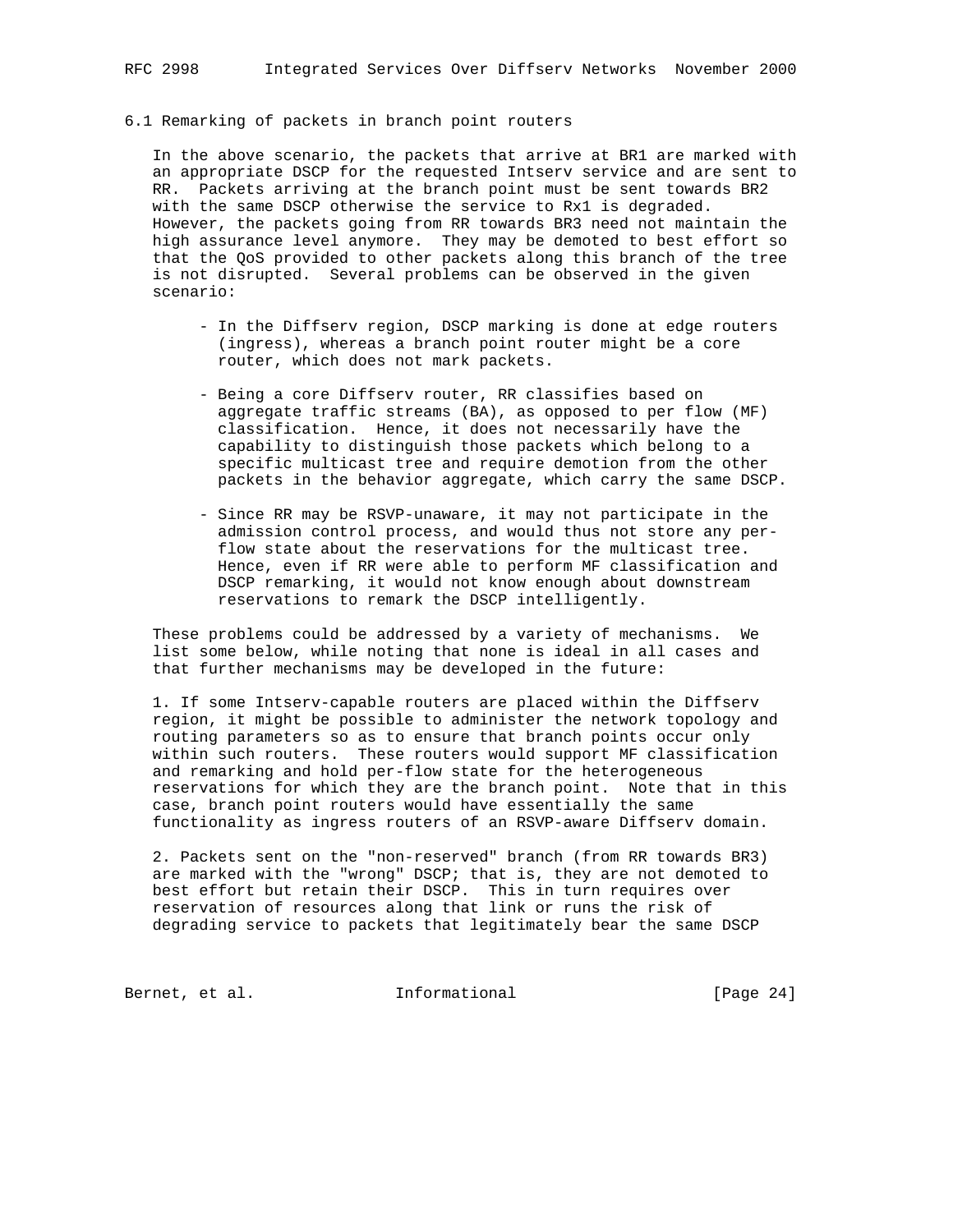### 6.1 Remarking of packets in branch point routers

In the above scenario, the packets that arrive at BR1 are marked with an appropriate DSCP for the requested Intserv service and are sent to RR. Packets arriving at the branch point must be sent towards BR2 with the same DSCP otherwise the service to Rx1 is degraded. However, the packets going from RR towards BR3 need not maintain the high assurance level anymore. They may be demoted to best effort so that the QoS provided to other packets along this branch of the tree is not disrupted. Several problems can be observed in the given scenario:

- In the Diffserv region, DSCP marking is done at edge routers (ingress), whereas a branch point router might be a core router, which does not mark packets.

- Being a core Diffserv router, RR classifies based on aggregate traffic streams (BA), as opposed to per flow (MF) classification. Hence, it does not necessarily have the capability to distinguish those packets which belong to a specific multicast tree and require demotion from the other packets in the behavior aggregate, which carry the same DSCP.

- Since RR may be RSVP-unaware, it may not participate in the admission control process, and would thus not store any per-flow state about the reservations for the multicast tree. Hence, even if RR were able to perform MF classification and DSCP remarking, it would not know enough about downstream reservations to remark the DSCP intelligently.

These problems could be addressed by a variety of mechanisms. We list some below, while noting that none is ideal in all cases and that further mechanisms may be developed in the future:

1. If some Intserv-capable routers are placed within the Diffserv region, it might be possible to administer the network topology and routing parameters so as to ensure that branch points occur only within such routers. These routers would support MF classification and remarking and hold per-flow state for the heterogeneous reservations for which they are the branch point. Note that in this case, branch point routers would have essentially the same functionality as ingress routers of an RSVP-aware Diffserv domain.

2. Packets sent on the "non-reserved" branch (from RR towards BR3) are marked with the "wrong" DSCP; that is, they are not demoted to best effort but retain their DSCP. This in turn requires over reservation of resources along that link or runs the risk of degrading service to packets that legitimately bear the same DSCP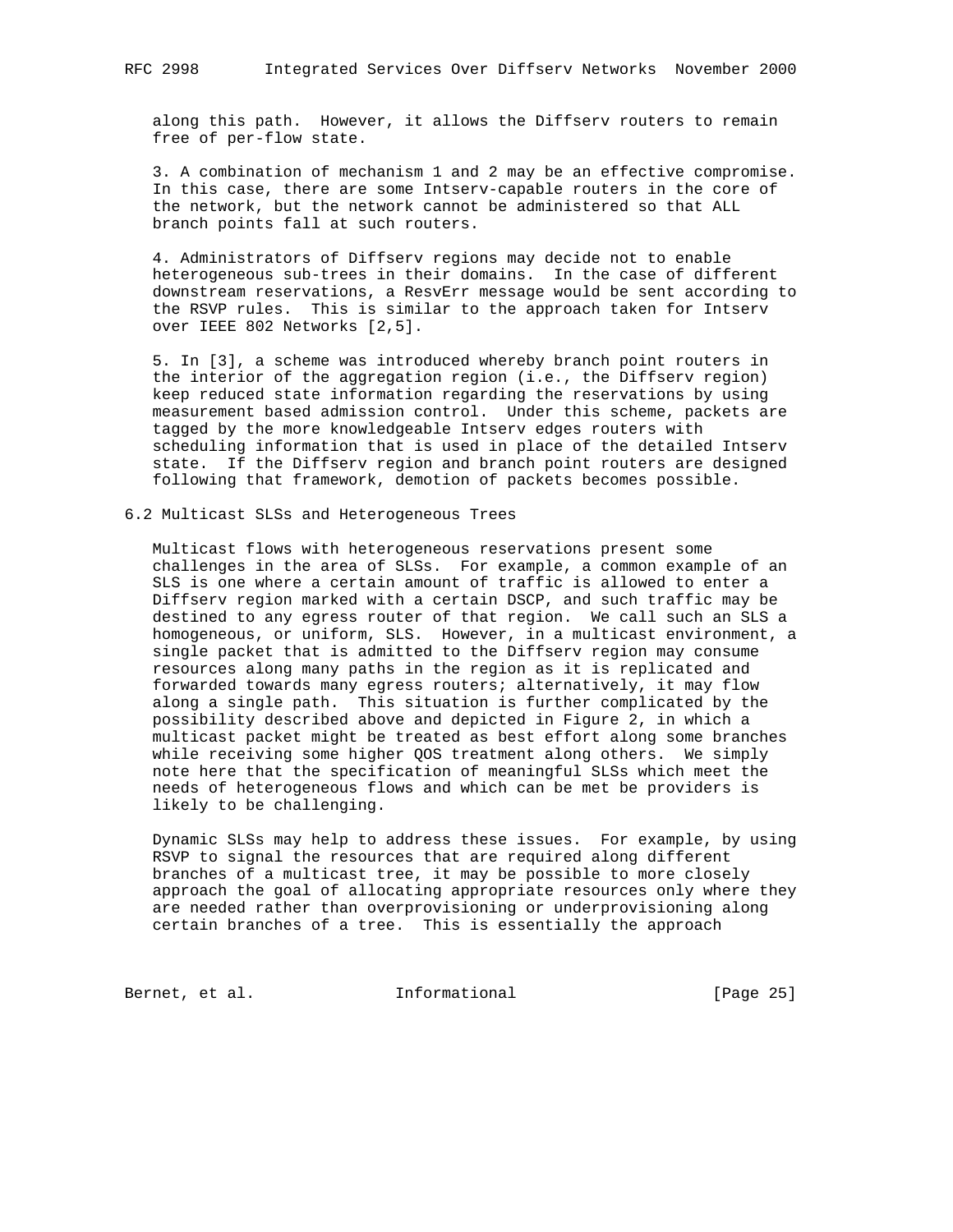along this path. However, it allows the Diffserv routers to remain free of per-flow state.

3. A combination of mechanism 1 and 2 may be an effective compromise. In this case, there are some Intserv-capable routers in the core of the network, but the network cannot be administered so that ALL branch points fall at such routers.

4. Administrators of Diffserv regions may decide not to enable heterogeneous sub-trees in their domains. In the case of different downstream reservations, a ResvErr message would be sent according to the RSVP rules. This is similar to the approach taken for Intserv over IEEE 802 Networks [2,5].

5. In [3], a scheme was introduced whereby branch point routers in the interior of the aggregation region (i.e., the Diffserv region) keep reduced state information regarding the reservations by using measurement based admission control. Under this scheme, packets are tagged by the more knowledgeable Intserv edges routers with scheduling information that is used in place of the detailed Intserv state. If the Diffserv region and branch point routers are designed following that framework, demotion of packets becomes possible.

## 6.2 Multicast SLSs and Heterogeneous Trees

Multicast flows with heterogeneous reservations present some challenges in the area of SLSs. For example, a common example of an SLS is one where a certain amount of traffic is allowed to enter a Diffserv region marked with a certain DSCP, and such traffic may be destined to any egress router of that region. We call such an SLS a homogeneous, or uniform, SLS. However, in a multicast environment, a single packet that is admitted to the Diffserv region may consume resources along many paths in the region as it is replicated and forwarded towards many egress routers; alternatively, it may flow along a single path. This situation is further complicated by the possibility described above and depicted in Figure 2, in which a multicast packet might be treated as best effort along some branches while receiving some higher QOS treatment along others. We simply note here that the specification of meaningful SLSs which meet the needs of heterogeneous flows and which can be met be providers is likely to be challenging.

Dynamic SLSs may help to address these issues. For example, by using RSVP to signal the resources that are required along different branches of a multicast tree, it may be possible to more closely approach the goal of allocating appropriate resources only where they are needed rather than overprovisioning or underprovisioning along certain branches of a tree. This is essentially the approach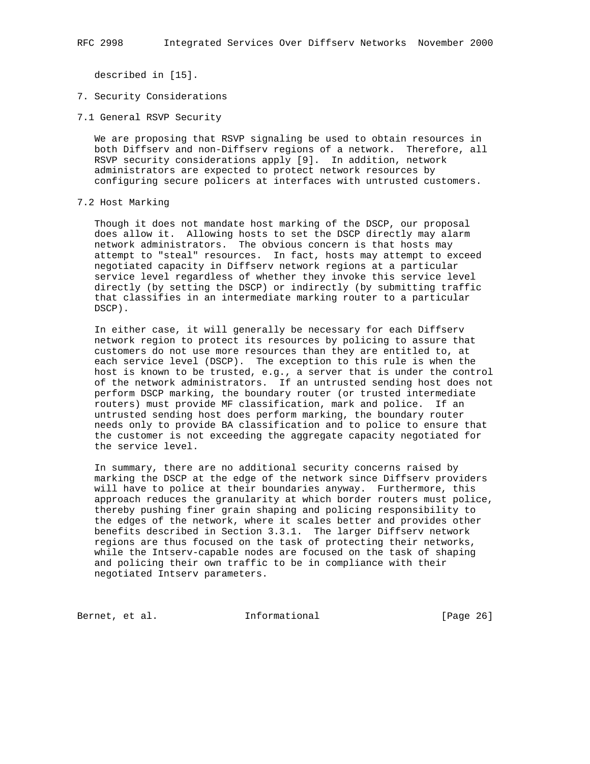described in [15].

# 7. Security Considerations

## 7.1 General RSVP Security

We are proposing that RSVP signaling be used to obtain resources in both Diffserv and non-Diffserv regions of a network. Therefore, all RSVP security considerations apply [9]. In addition, network administrators are expected to protect network resources by configuring secure policers at interfaces with untrusted customers.

## 7.2 Host Marking

Though it does not mandate host marking of the DSCP, our proposal does allow it. Allowing hosts to set the DSCP directly may alarm network administrators. The obvious concern is that hosts may attempt to "steal" resources. In fact, hosts may attempt to exceed negotiated capacity in Diffserv network regions at a particular service level regardless of whether they invoke this service level directly (by setting the DSCP) or indirectly (by submitting traffic that classifies in an intermediate marking router to a particular DSCP).

In either case, it will generally be necessary for each Diffserv network region to protect its resources by policing to assure that customers do not use more resources than they are entitled to, at each service level (DSCP). The exception to this rule is when the host is known to be trusted, e.g., a server that is under the control of the network administrators. If an untrusted sending host does not perform DSCP marking, the boundary router (or trusted intermediate routers) must provide MF classification, mark and police. If an untrusted sending host does perform marking, the boundary router needs only to provide BA classification and to police to ensure that the customer is not exceeding the aggregate capacity negotiated for the service level.

In summary, there are no additional security concerns raised by marking the DSCP at the edge of the network since Diffserv providers will have to police at their boundaries anyway. Furthermore, this approach reduces the granularity at which border routers must police, thereby pushing finer grain shaping and policing responsibility to the edges of the network, where it scales better and provides other benefits described in Section 3.3.1. The larger Diffserv network regions are thus focused on the task of protecting their networks, while the Intserv-capable nodes are focused on the task of shaping and policing their own traffic to be in compliance with their negotiated Intserv parameters.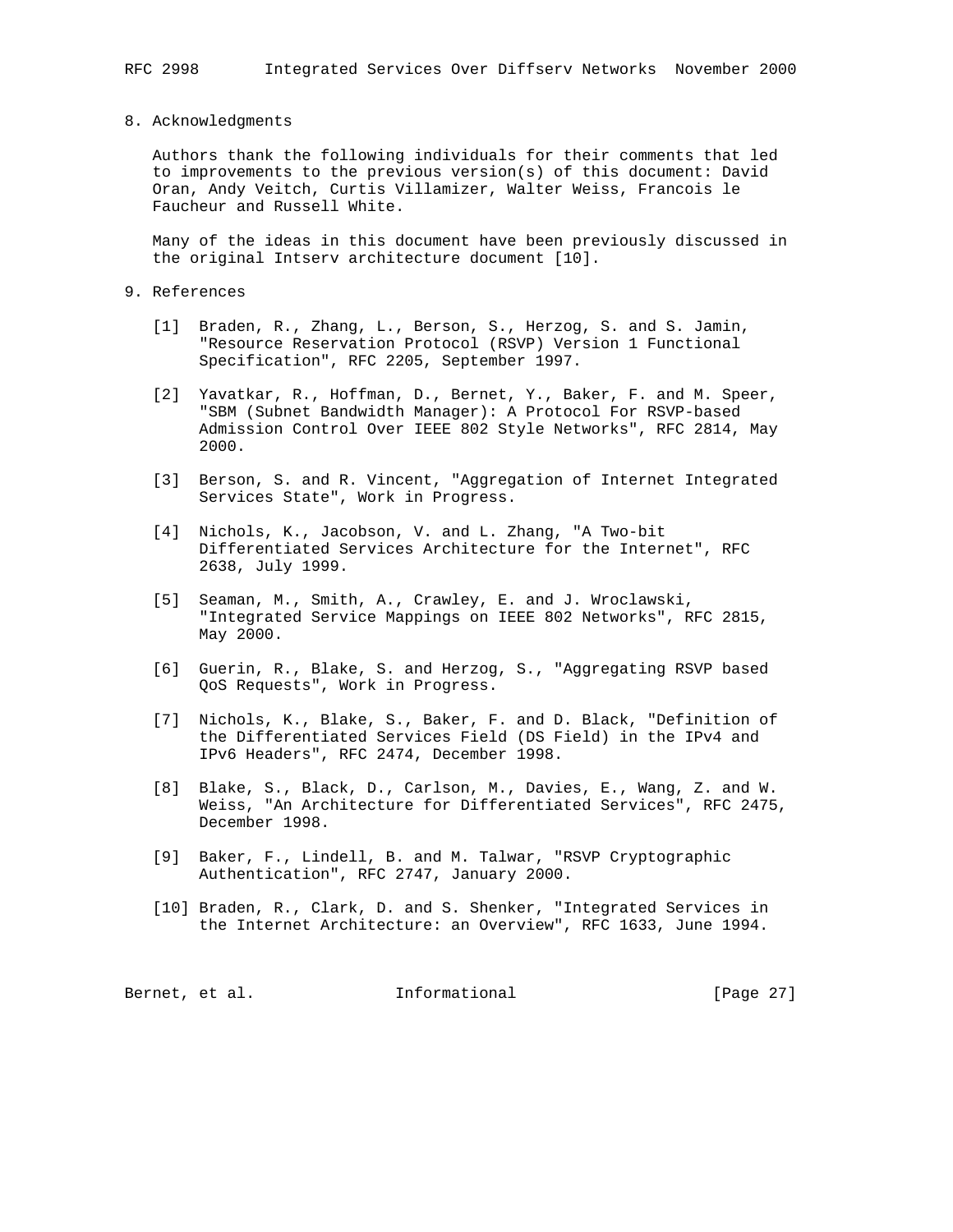## 8. Acknowledgments

Authors thank the following individuals for their comments that led to improvements to the previous version(s) of this document: David Oran, Andy Veitch, Curtis Villamizer, Walter Weiss, Francois le Faucheur and Russell White.

Many of the ideas in this document have been previously discussed in the original Intserv architecture document [10].

## 9. References

[1] Braden, R., Zhang, L., Berson, S., Herzog, S. and S. Jamin, "Resource Reservation Protocol (RSVP) Version 1 Functional Specification", RFC 2205, September 1997.

[2] Yavatkar, R., Hoffman, D., Bernet, Y., Baker, F. and M. Speer, "SBM (Subnet Bandwidth Manager): A Protocol For RSVP-based Admission Control Over IEEE 802 Style Networks", RFC 2814, May 2000.

[3] Berson, S. and R. Vincent, "Aggregation of Internet Integrated Services State", Work in Progress.

[4] Nichols, K., Jacobson, V. and L. Zhang, "A Two-bit Differentiated Services Architecture for the Internet", RFC 2638, July 1999.

[5] Seaman, M., Smith, A., Crawley, E. and J. Wroclawski, "Integrated Service Mappings on IEEE 802 Networks", RFC 2815, May 2000.

[6] Guerin, R., Blake, S. and Herzog, S., "Aggregating RSVP based QoS Requests", Work in Progress.

[7] Nichols, K., Blake, S., Baker, F. and D. Black, "Definition of the Differentiated Services Field (DS Field) in the IPv4 and IPv6 Headers", RFC 2474, December 1998.

[8] Blake, S., Black, D., Carlson, M., Davies, E., Wang, Z. and W. Weiss, "An Architecture for Differentiated Services", RFC 2475, December 1998.

[9] Baker, F., Lindell, B. and M. Talwar, "RSVP Cryptographic Authentication", RFC 2747, January 2000.

[10] Braden, R., Clark, D. and S. Shenker, "Integrated Services in the Internet Architecture: an Overview", RFC 1633, June 1994.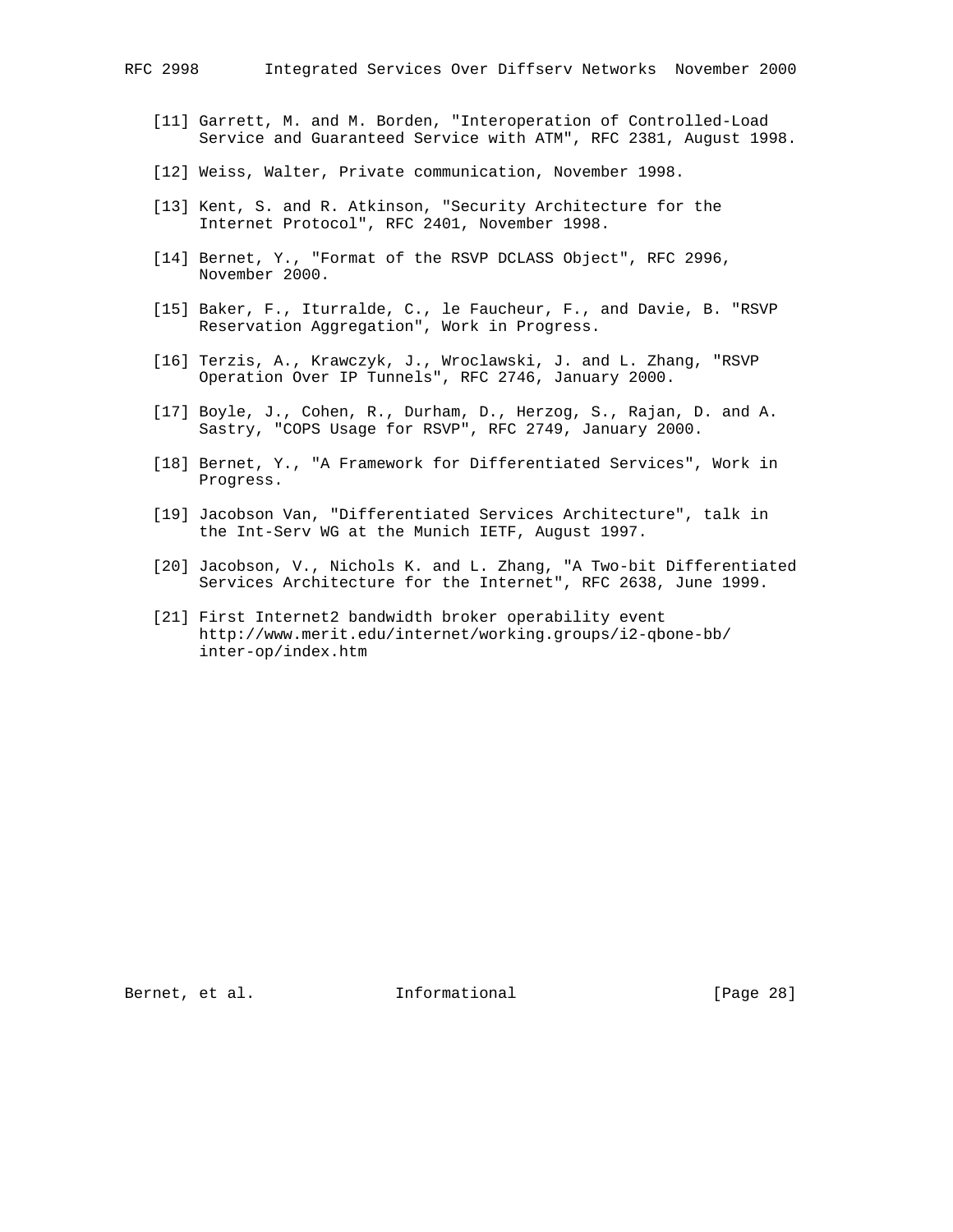[11] Garrett, M. and M. Borden, "Interoperation of Controlled-Load Service and Guaranteed Service with ATM", RFC 2381, August 1998.

[12] Weiss, Walter, Private communication, November 1998.

[13] Kent, S. and R. Atkinson, "Security Architecture for the Internet Protocol", RFC 2401, November 1998.

[14] Bernet, Y., "Format of the RSVP DCLASS Object", RFC 2996, November 2000.

[15] Baker, F., Iturralde, C., le Faucheur, F., and Davie, B. "RSVP Reservation Aggregation", Work in Progress.

[16] Terzis, A., Krawczyk, J., Wroclawski, J. and L. Zhang, "RSVP Operation Over IP Tunnels", RFC 2746, January 2000.

[17] Boyle, J., Cohen, R., Durham, D., Herzog, S., Rajan, D. and A. Sastry, "COPS Usage for RSVP", RFC 2749, January 2000.

[18] Bernet, Y., "A Framework for Differentiated Services", Work in Progress.

[19] Jacobson Van, "Differentiated Services Architecture", talk in the Int-Serv WG at the Munich IETF, August 1997.

[20] Jacobson, V., Nichols K. and L. Zhang, "A Two-bit Differentiated Services Architecture for the Internet", RFC 2638, June 1999.

[21] First Internet2 bandwidth broker operability event http://www.merit.edu/internet/working.groups/i2-qbone-bb/inter-op/index.htm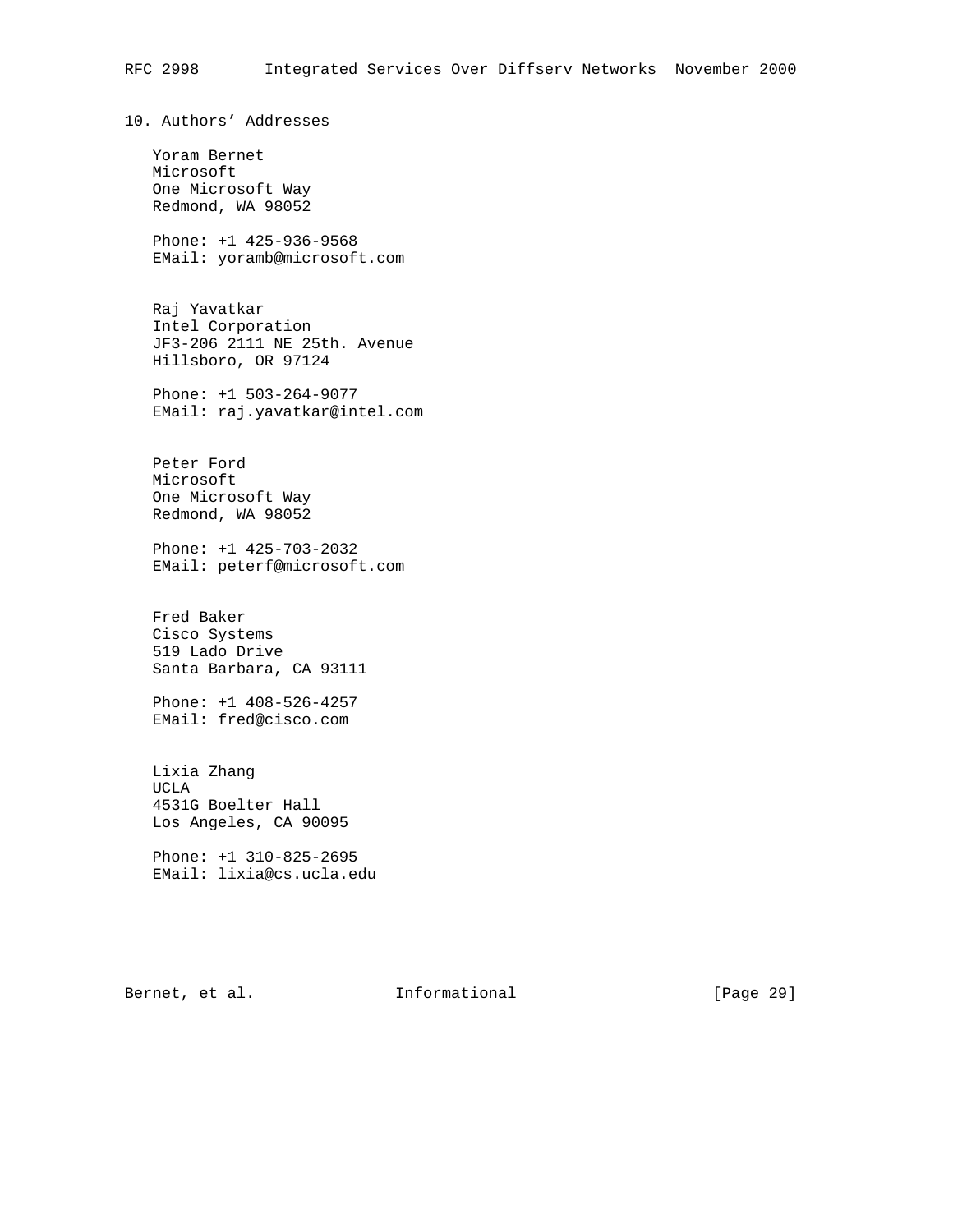## 10. Authors' Addresses

Yoram Bernet
Microsoft
One Microsoft Way
Redmond, WA 98052

Phone: +1 425-936-9568
EMail: yoramb@microsoft.com

Raj Yavatkar
Intel Corporation
JF3-206 2111 NE 25th. Avenue
Hillsboro, OR 97124

Phone: +1 503-264-9077
EMail: raj.yavatkar@intel.com

Peter Ford
Microsoft
One Microsoft Way
Redmond, WA 98052

Phone: +1 425-703-2032
EMail: peterf@microsoft.com

Fred Baker
Cisco Systems
519 Lado Drive
Santa Barbara, CA 93111

Phone: +1 408-526-4257
EMail: fred@cisco.com

Lixia Zhang
UCLA
4531G Boelter Hall
Los Angeles, CA 90095

Phone: +1 310-825-2695
EMail: lixia@cs.ucla.edu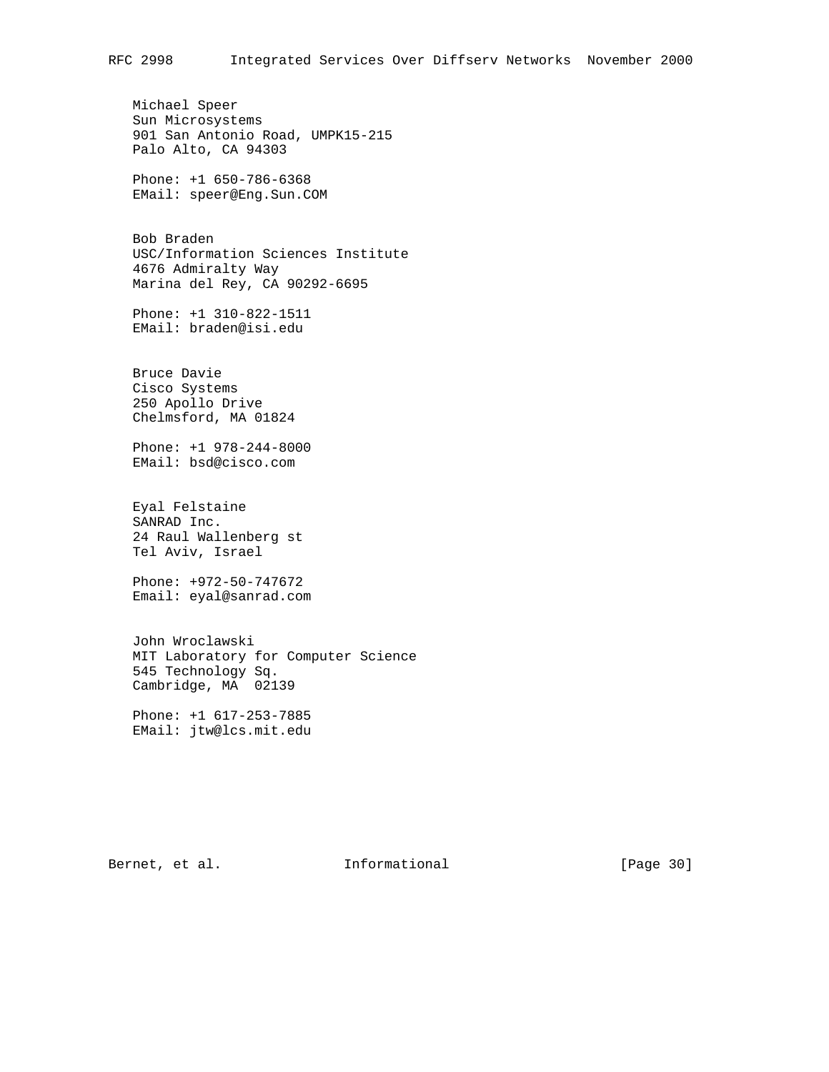Michael Speer
Sun Microsystems
901 San Antonio Road, UMPK15-215
Palo Alto, CA 94303

Phone: +1 650-786-6368
EMail: speer@Eng.Sun.COM

Bob Braden
USC/Information Sciences Institute
4676 Admiralty Way
Marina del Rey, CA 90292-6695

Phone: +1 310-822-1511
EMail: braden@isi.edu

Bruce Davie
Cisco Systems
250 Apollo Drive
Chelmsford, MA 01824

Phone: +1 978-244-8000
EMail: bsd@cisco.com

Eyal Felstaine
SANRAD Inc.
24 Raul Wallenberg st
Tel Aviv, Israel

Phone: +972-50-747672
Email: eyal@sanrad.com

John Wroclawski
MIT Laboratory for Computer Science
545 Technology Sq.
Cambridge, MA  02139

Phone: +1 617-253-7885
EMail: jtw@lcs.mit.edu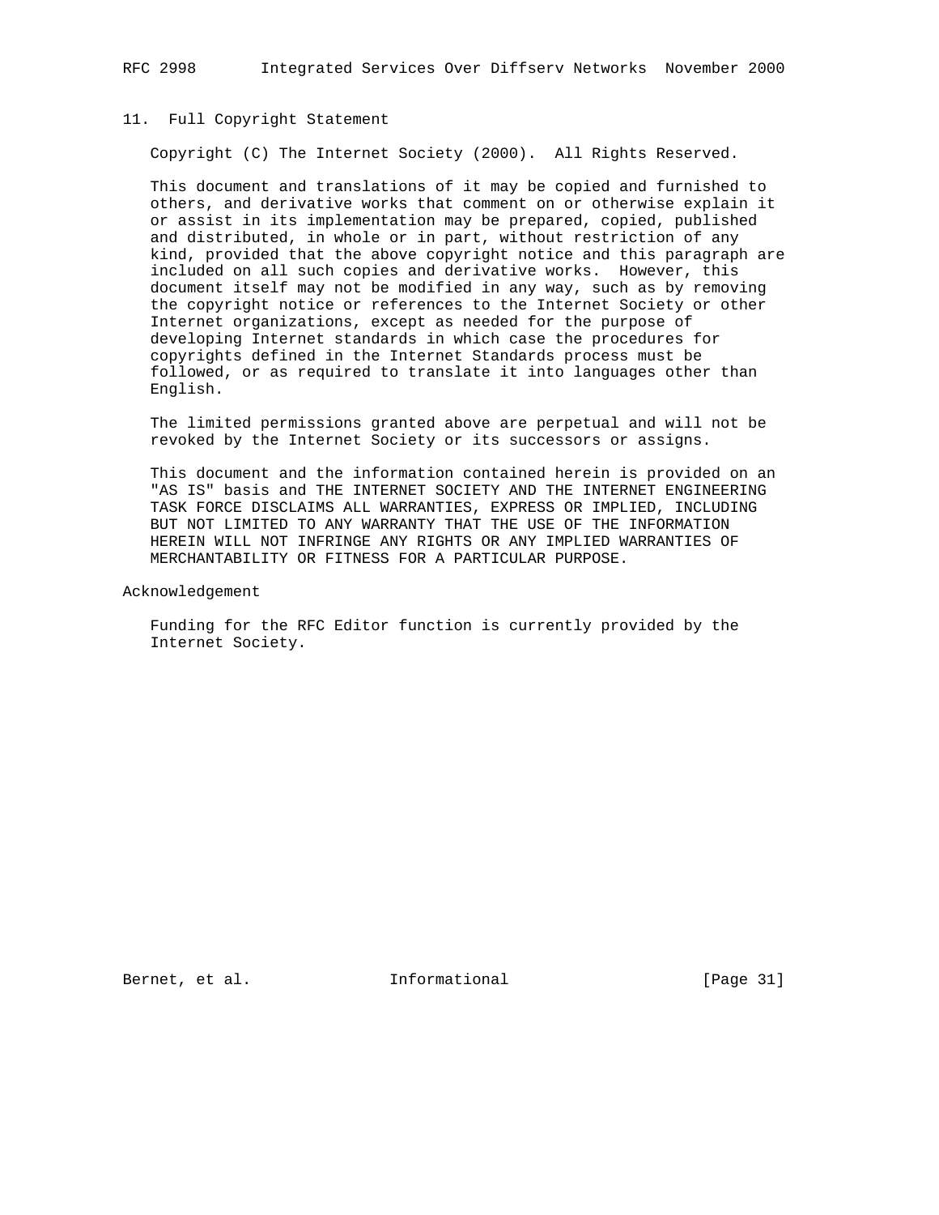## 11. Full Copyright Statement

Copyright (C) The Internet Society (2000). All Rights Reserved.

This document and translations of it may be copied and furnished to others, and derivative works that comment on or otherwise explain it or assist in its implementation may be prepared, copied, published and distributed, in whole or in part, without restriction of any kind, provided that the above copyright notice and this paragraph are included on all such copies and derivative works. However, this document itself may not be modified in any way, such as by removing the copyright notice or references to the Internet Society or other Internet organizations, except as needed for the purpose of developing Internet standards in which case the procedures for copyrights defined in the Internet Standards process must be followed, or as required to translate it into languages other than English.

The limited permissions granted above are perpetual and will not be revoked by the Internet Society or its successors or assigns.

This document and the information contained herein is provided on an "AS IS" basis and THE INTERNET SOCIETY AND THE INTERNET ENGINEERING TASK FORCE DISCLAIMS ALL WARRANTIES, EXPRESS OR IMPLIED, INCLUDING BUT NOT LIMITED TO ANY WARRANTY THAT THE USE OF THE INFORMATION HEREIN WILL NOT INFRINGE ANY RIGHTS OR ANY IMPLIED WARRANTIES OF MERCHANTABILITY OR FITNESS FOR A PARTICULAR PURPOSE.

## Acknowledgement

Funding for the RFC Editor function is currently provided by the Internet Society.